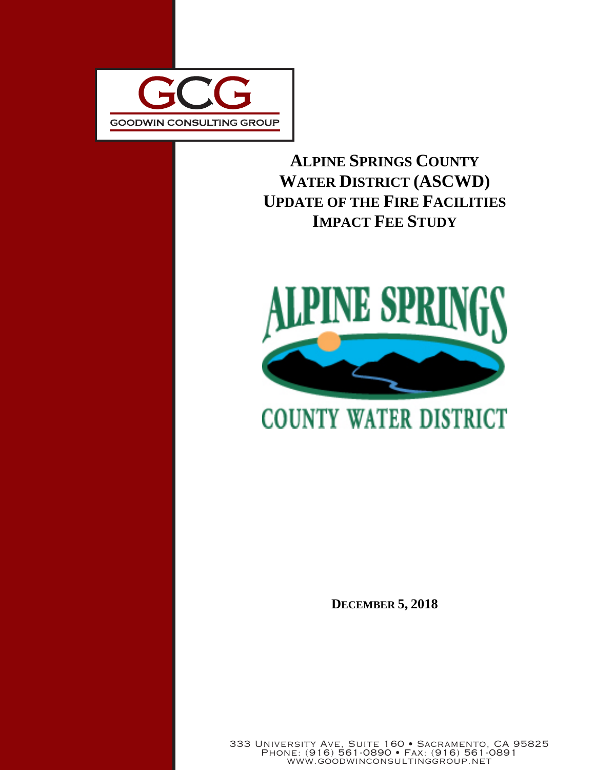GCG

GOODWIN CONSULTING GROUP

# ALPINE SPRINGS COUNTY WATER DISTRICT (ASCWD) UPDATE OF THE FIRE FACILITIES IMPACT FEE STUDY

ALPINE SPRINGS

COUNTY WATER DISTRICT

**DECEMBER 5, 2018**

333 UNIVERSITY AVE, SUITE 160 • SACRAMENTO, CA 95825
PHONE: (916) 561-0890 • FAX: (916) 561-0891
WWW.GOODWINCONSULTINGGROUP.NET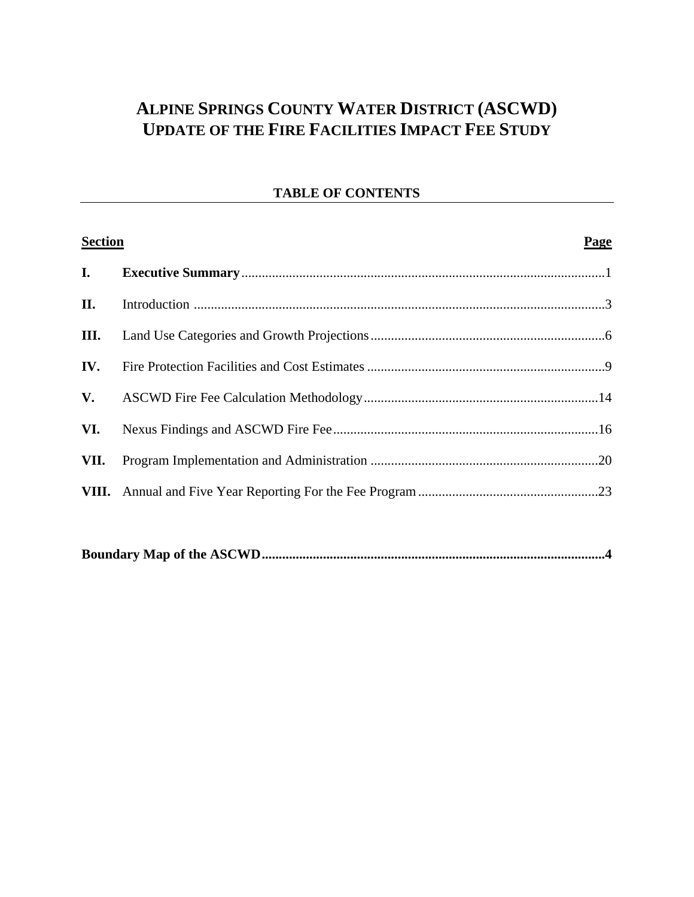# ALPINE SPRINGS COUNTY WATER DISTRICT (ASCWD)
# UPDATE OF THE FIRE FACILITIES IMPACT FEE STUDY

## TABLE OF CONTENTS

| Section | | Page |
|---|---|---|
| **I.** | **Executive Summary** | 1 |
| **II.** | Introduction | 3 |
| **III.** | Land Use Categories and Growth Projections | 6 |
| **IV.** | Fire Protection Facilities and Cost Estimates | 9 |
| **V.** | ASCWD Fire Fee Calculation Methodology | 14 |
| **VI.** | Nexus Findings and ASCWD Fire Fee | 16 |
| **VII.** | Program Implementation and Administration | 20 |
| **VIII.** | Annual and Five Year Reporting For the Fee Program | 23 |

**Boundary Map of the ASCWD** ..... **4**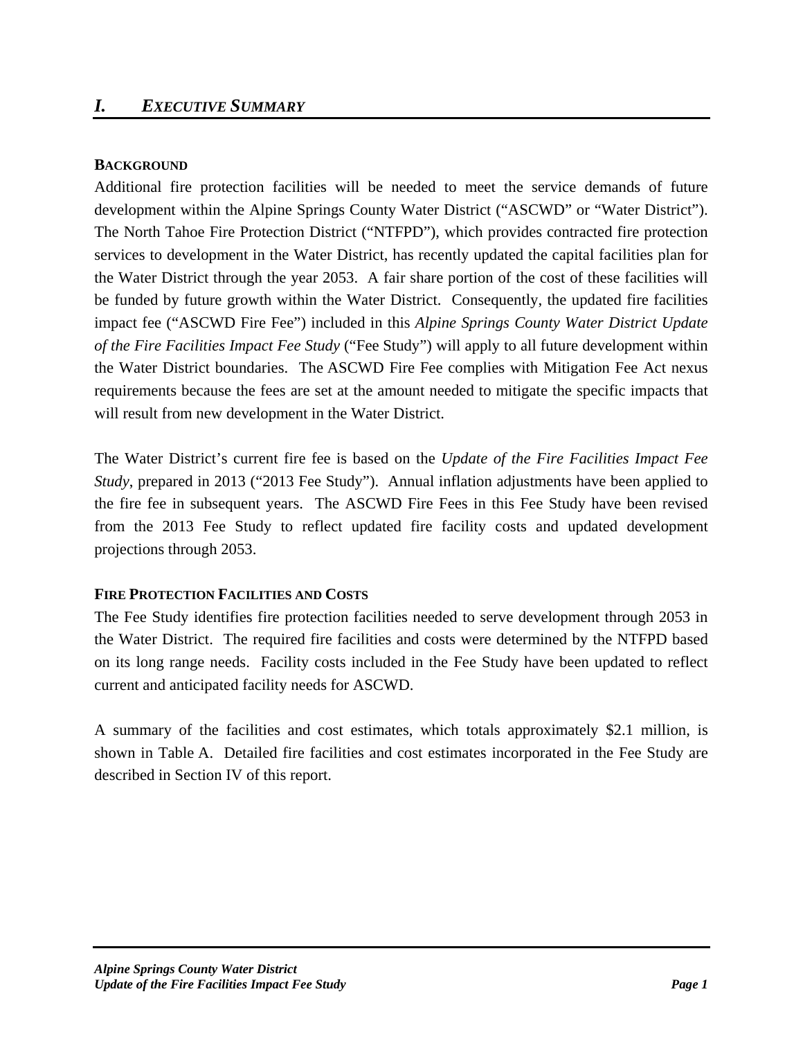# *I. EXECUTIVE SUMMARY*

**BACKGROUND**

Additional fire protection facilities will be needed to meet the service demands of future development within the Alpine Springs County Water District ("ASCWD" or "Water District"). The North Tahoe Fire Protection District ("NTFPD"), which provides contracted fire protection services to development in the Water District, has recently updated the capital facilities plan for the Water District through the year 2053. A fair share portion of the cost of these facilities will be funded by future growth within the Water District. Consequently, the updated fire facilities impact fee ("ASCWD Fire Fee") included in this *Alpine Springs County Water District Update of the Fire Facilities Impact Fee Study* ("Fee Study") will apply to all future development within the Water District boundaries. The ASCWD Fire Fee complies with Mitigation Fee Act nexus requirements because the fees are set at the amount needed to mitigate the specific impacts that will result from new development in the Water District.

The Water District's current fire fee is based on the *Update of the Fire Facilities Impact Fee Study*, prepared in 2013 ("2013 Fee Study"). Annual inflation adjustments have been applied to the fire fee in subsequent years. The ASCWD Fire Fees in this Fee Study have been revised from the 2013 Fee Study to reflect updated fire facility costs and updated development projections through 2053.

**FIRE PROTECTION FACILITIES AND COSTS**

The Fee Study identifies fire protection facilities needed to serve development through 2053 in the Water District. The required fire facilities and costs were determined by the NTFPD based on its long range needs. Facility costs included in the Fee Study have been updated to reflect current and anticipated facility needs for ASCWD.

A summary of the facilities and cost estimates, which totals approximately $2.1 million, is shown in Table A. Detailed fire facilities and cost estimates incorporated in the Fee Study are described in Section IV of this report.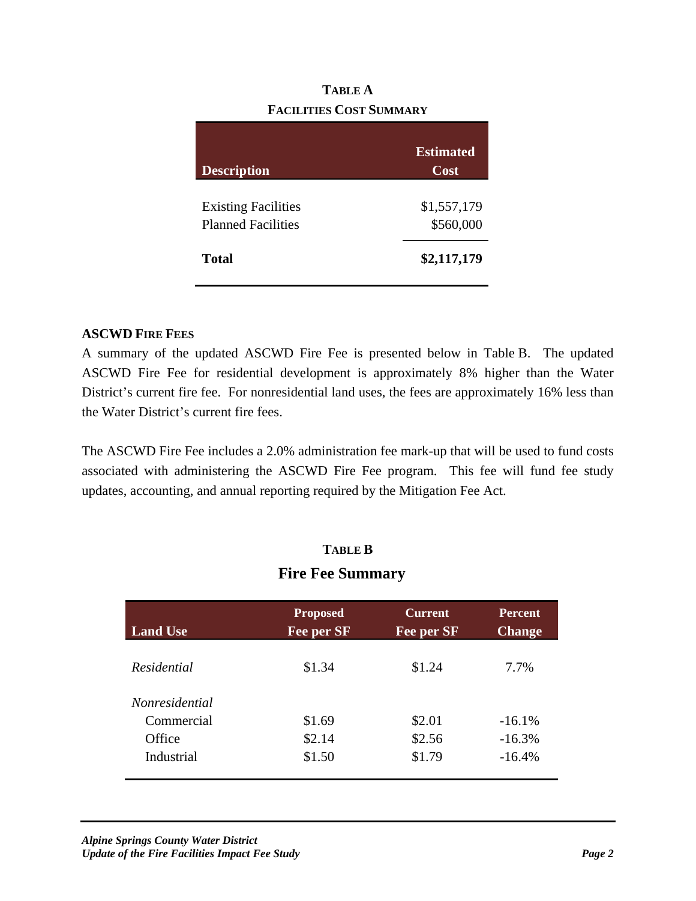**TABLE A**
**FACILITIES COST SUMMARY**

| Description | Estimated Cost |
|---|---|
| Existing Facilities | $1,557,179 |
| Planned Facilities | $560,000 |
| **Total** | **$2,117,179** |

### ASCWD FIRE FEES

A summary of the updated ASCWD Fire Fee is presented below in Table B. The updated ASCWD Fire Fee for residential development is approximately 8% higher than the Water District's current fire fee. For nonresidential land uses, the fees are approximately 16% less than the Water District's current fire fees.

The ASCWD Fire Fee includes a 2.0% administration fee mark-up that will be used to fund costs associated with administering the ASCWD Fire Fee program. This fee will fund fee study updates, accounting, and annual reporting required by the Mitigation Fee Act.

**TABLE B**
**Fire Fee Summary**

| Land Use | Proposed Fee per SF | Current Fee per SF | Percent Change |
|---|---|---|---|
| *Residential* | $1.34 | $1.24 | 7.7% |
| *Nonresidential* | | | |
| Commercial | $1.69 | $2.01 | -16.1% |
| Office | $2.14 | $2.56 | -16.3% |
| Industrial | $1.50 | $1.79 | -16.4% |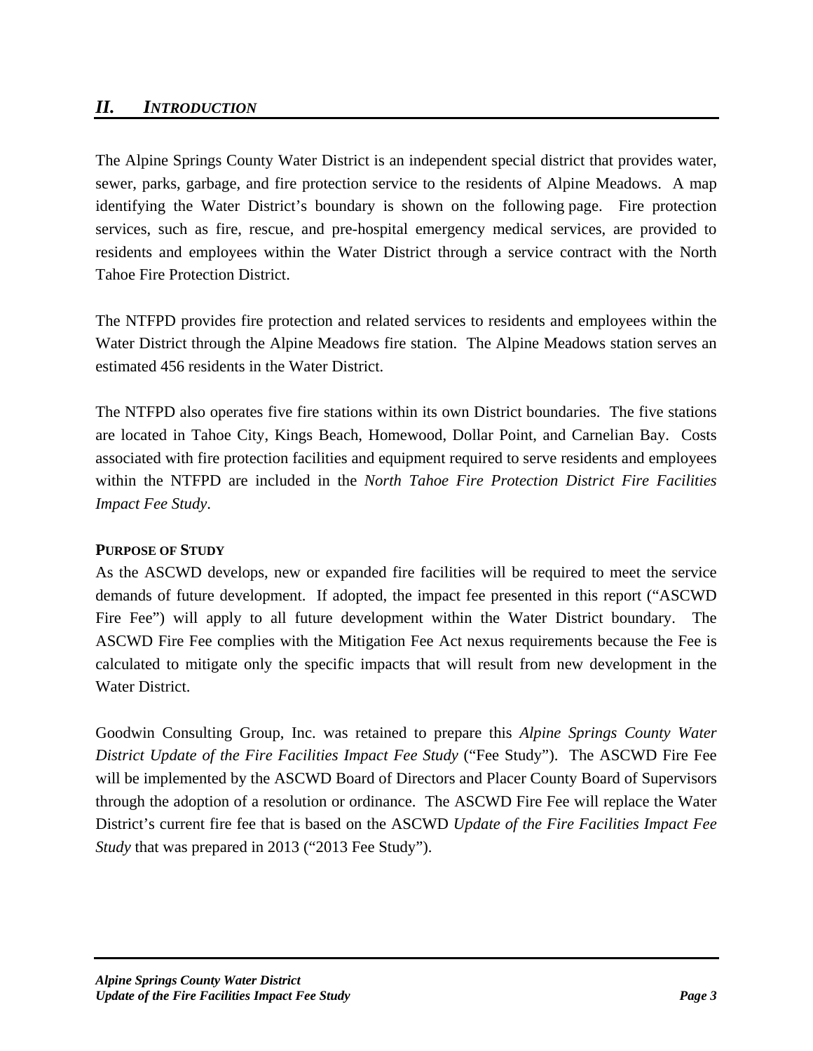## *II. INTRODUCTION*

The Alpine Springs County Water District is an independent special district that provides water, sewer, parks, garbage, and fire protection service to the residents of Alpine Meadows. A map identifying the Water District's boundary is shown on the following page. Fire protection services, such as fire, rescue, and pre-hospital emergency medical services, are provided to residents and employees within the Water District through a service contract with the North Tahoe Fire Protection District.

The NTFPD provides fire protection and related services to residents and employees within the Water District through the Alpine Meadows fire station. The Alpine Meadows station serves an estimated 456 residents in the Water District.

The NTFPD also operates five fire stations within its own District boundaries. The five stations are located in Tahoe City, Kings Beach, Homewood, Dollar Point, and Carnelian Bay. Costs associated with fire protection facilities and equipment required to serve residents and employees within the NTFPD are included in the *North Tahoe Fire Protection District Fire Facilities Impact Fee Study*.

### PURPOSE OF STUDY

As the ASCWD develops, new or expanded fire facilities will be required to meet the service demands of future development. If adopted, the impact fee presented in this report ("ASCWD Fire Fee") will apply to all future development within the Water District boundary. The ASCWD Fire Fee complies with the Mitigation Fee Act nexus requirements because the Fee is calculated to mitigate only the specific impacts that will result from new development in the Water District.

Goodwin Consulting Group, Inc. was retained to prepare this *Alpine Springs County Water District Update of the Fire Facilities Impact Fee Study* ("Fee Study"). The ASCWD Fire Fee will be implemented by the ASCWD Board of Directors and Placer County Board of Supervisors through the adoption of a resolution or ordinance. The ASCWD Fire Fee will replace the Water District's current fire fee that is based on the ASCWD *Update of the Fire Facilities Impact Fee Study* that was prepared in 2013 ("2013 Fee Study").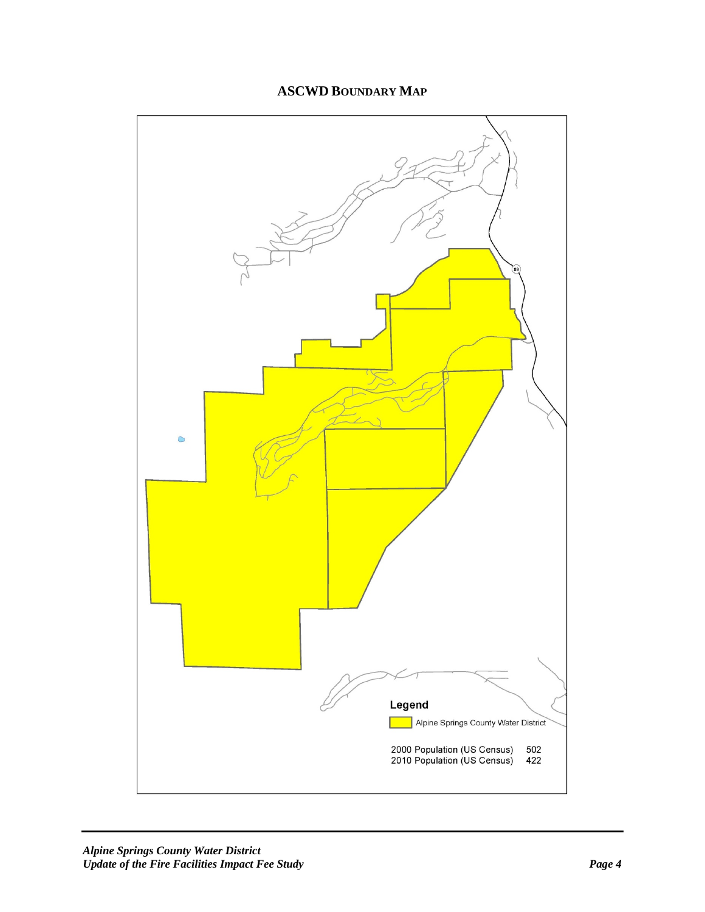## ASCWD Boundary Map

**Legend**

Alpine Springs County Water District

| | |
|---|---|
| 2000 Population (US Census) | 502 |
| 2010 Population (US Census) | 422 |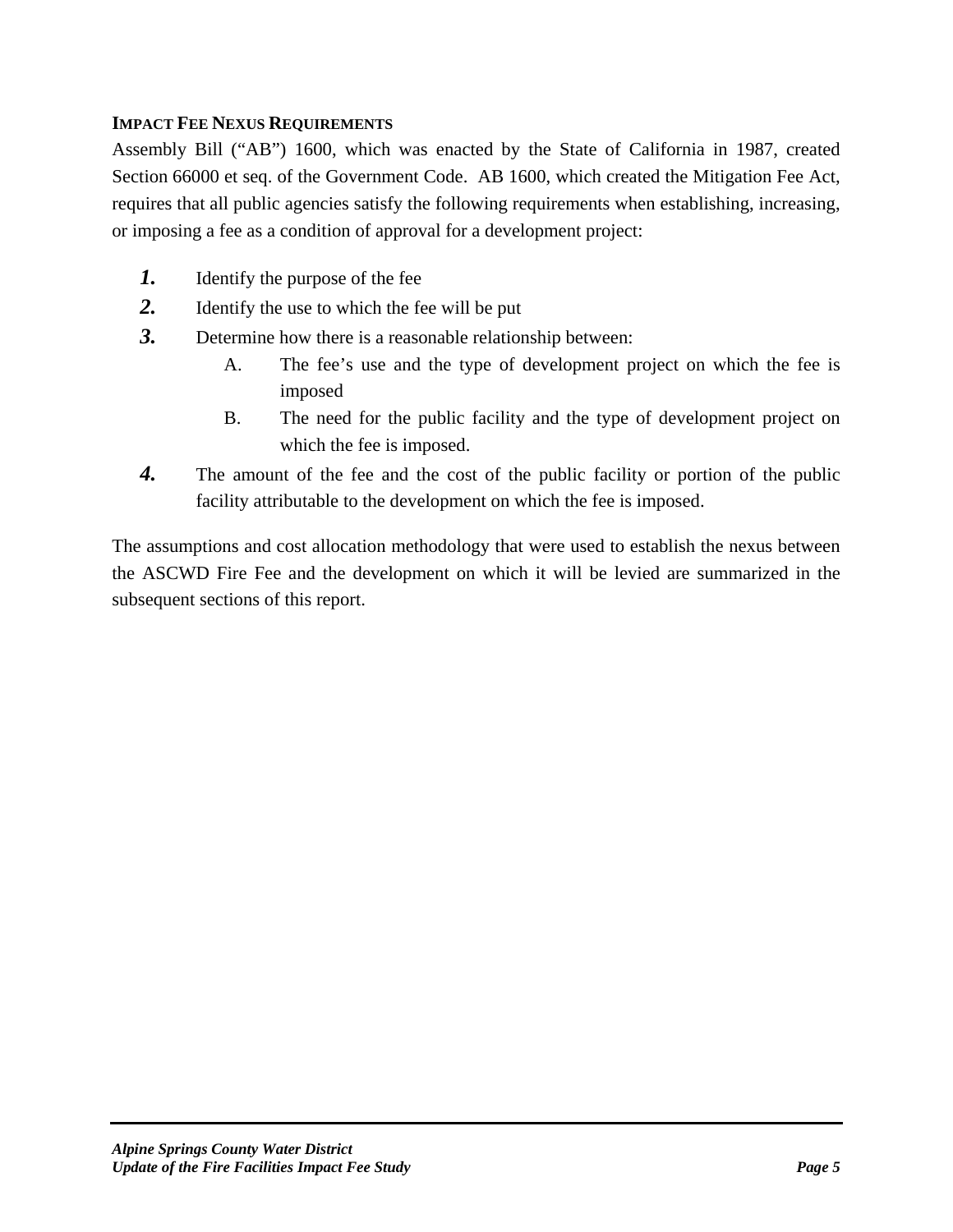### IMPACT FEE NEXUS REQUIREMENTS

Assembly Bill ("AB") 1600, which was enacted by the State of California in 1987, created Section 66000 et seq. of the Government Code. AB 1600, which created the Mitigation Fee Act, requires that all public agencies satisfy the following requirements when establishing, increasing, or imposing a fee as a condition of approval for a development project:

1. Identify the purpose of the fee
2. Identify the use to which the fee will be put
3. Determine how there is a reasonable relationship between:
   - A. The fee's use and the type of development project on which the fee is imposed
   - B. The need for the public facility and the type of development project on which the fee is imposed.
4. The amount of the fee and the cost of the public facility or portion of the public facility attributable to the development on which the fee is imposed.

The assumptions and cost allocation methodology that were used to establish the nexus between the ASCWD Fire Fee and the development on which it will be levied are summarized in the subsequent sections of this report.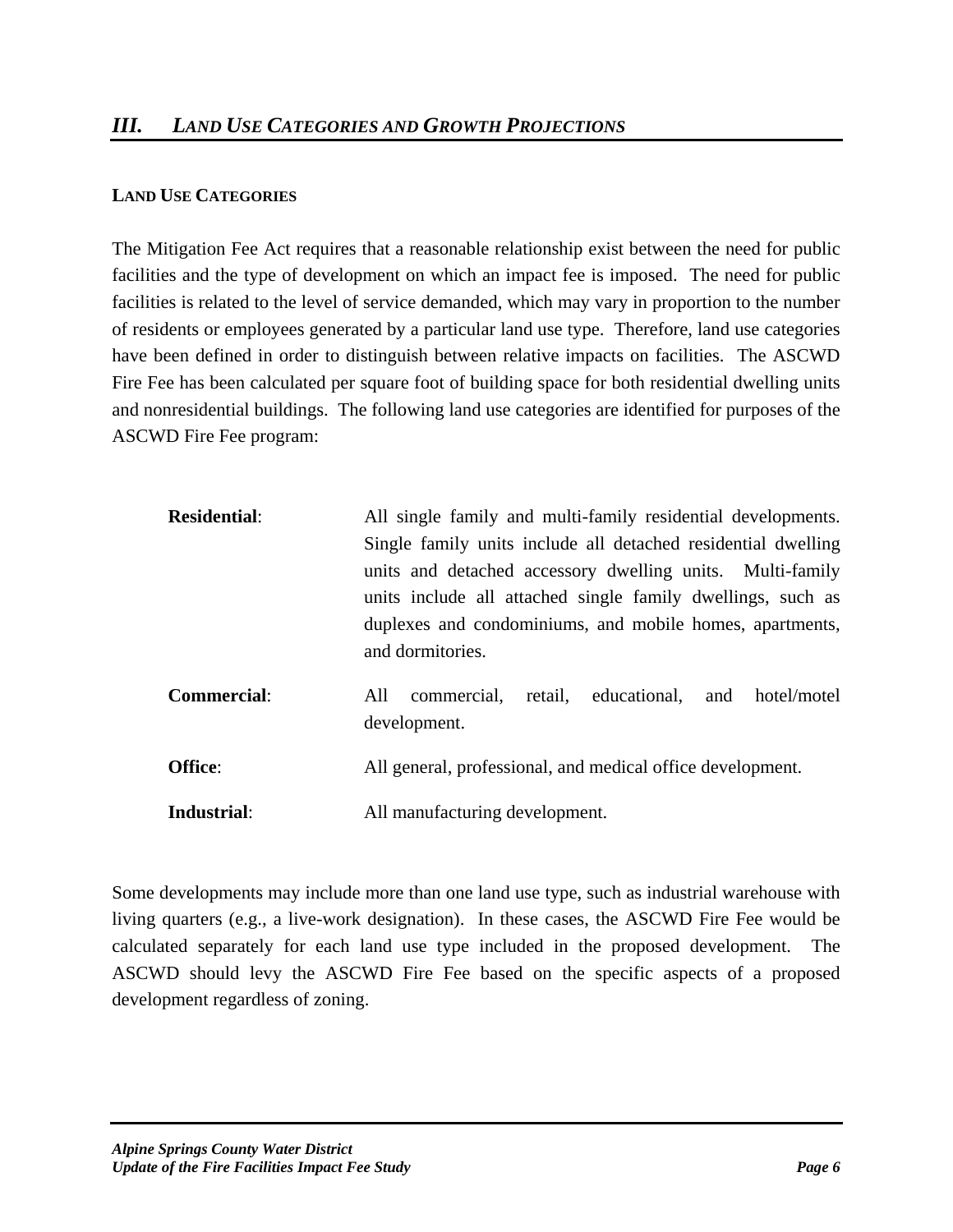## *III. LAND USE CATEGORIES AND GROWTH PROJECTIONS*

### LAND USE CATEGORIES

The Mitigation Fee Act requires that a reasonable relationship exist between the need for public facilities and the type of development on which an impact fee is imposed. The need for public facilities is related to the level of service demanded, which may vary in proportion to the number of residents or employees generated by a particular land use type. Therefore, land use categories have been defined in order to distinguish between relative impacts on facilities. The ASCWD Fire Fee has been calculated per square foot of building space for both residential dwelling units and nonresidential buildings. The following land use categories are identified for purposes of the ASCWD Fire Fee program:

**Residential**: All single family and multi-family residential developments. Single family units include all detached residential dwelling units and detached accessory dwelling units. Multi-family units include all attached single family dwellings, such as duplexes and condominiums, and mobile homes, apartments, and dormitories.

**Commercial**: All commercial, retail, educational, and hotel/motel development.

**Office**: All general, professional, and medical office development.

**Industrial**: All manufacturing development.

Some developments may include more than one land use type, such as industrial warehouse with living quarters (e.g., a live-work designation). In these cases, the ASCWD Fire Fee would be calculated separately for each land use type included in the proposed development. The ASCWD should levy the ASCWD Fire Fee based on the specific aspects of a proposed development regardless of zoning.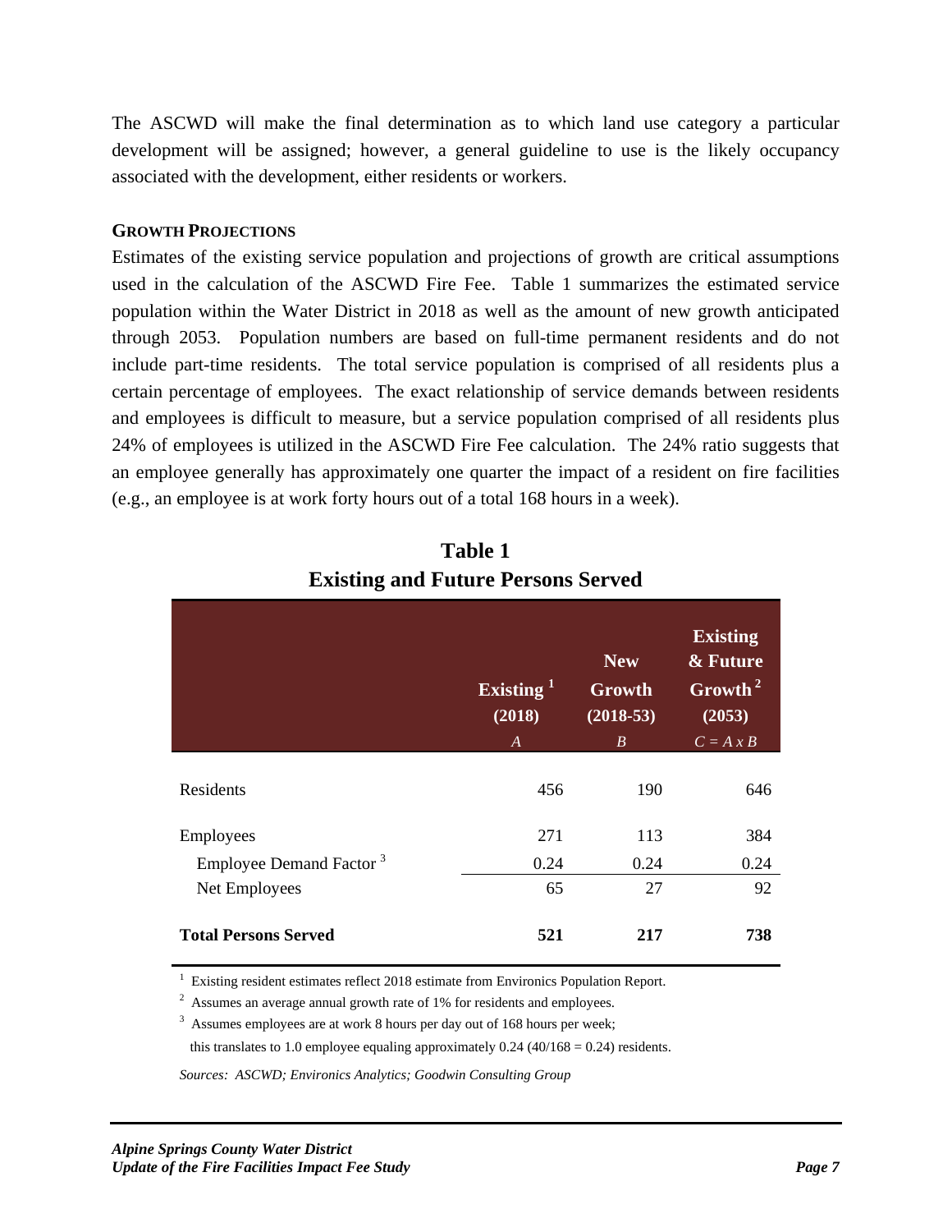The ASCWD will make the final determination as to which land use category a particular development will be assigned; however, a general guideline to use is the likely occupancy associated with the development, either residents or workers.

### GROWTH PROJECTIONS

Estimates of the existing service population and projections of growth are critical assumptions used in the calculation of the ASCWD Fire Fee. Table 1 summarizes the estimated service population within the Water District in 2018 as well as the amount of new growth anticipated through 2053. Population numbers are based on full-time permanent residents and do not include part-time residents. The total service population is comprised of all residents plus a certain percentage of employees. The exact relationship of service demands between residents and employees is difficult to measure, but a service population comprised of all residents plus 24% of employees is utilized in the ASCWD Fire Fee calculation. The 24% ratio suggests that an employee generally has approximately one quarter the impact of a resident on fire facilities (e.g., an employee is at work forty hours out of a total 168 hours in a week).

**Table 1**
**Existing and Future Persons Served**

| | Existing [1] (2018) *A* | New Growth (2018-53) *B* | Existing & Future Growth [2] (2053) *C = A x B* |
|---|---|---|---|
| Residents | 456 | 190 | 646 |
| Employees | 271 | 113 | 384 |
| Employee Demand Factor [3] | 0.24 | 0.24 | 0.24 |
| Net Employees | 65 | 27 | 92 |
| **Total Persons Served** | **521** | **217** | **738** |

[1] Existing resident estimates reflect 2018 estimate from Environics Population Report.
[2] Assumes an average annual growth rate of 1% for residents and employees.
[3] Assumes employees are at work 8 hours per day out of 168 hours per week; this translates to 1.0 employee equaling approximately 0.24 (40/168 = 0.24) residents.

*Sources: ASCWD; Environics Analytics; Goodwin Consulting Group*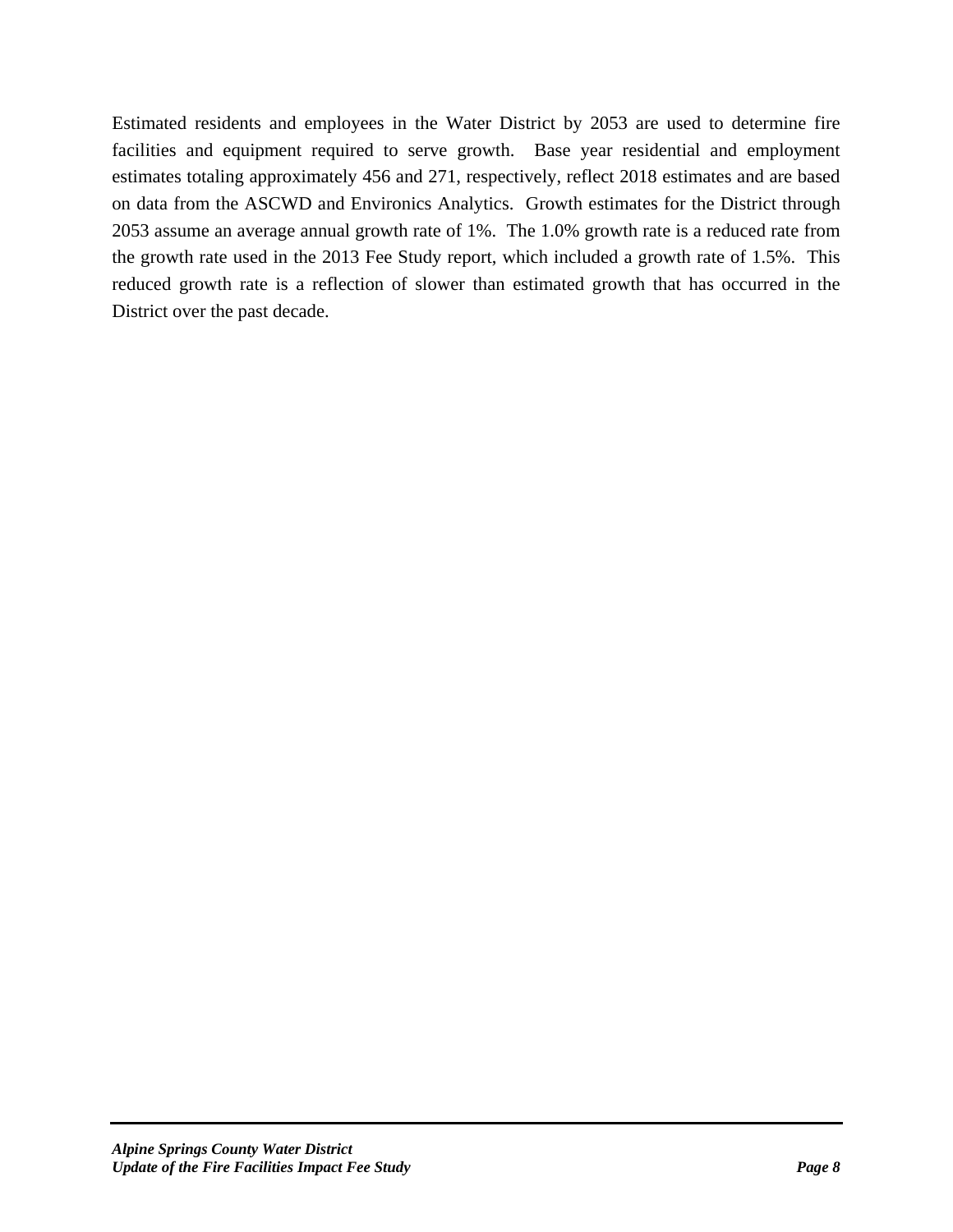Estimated residents and employees in the Water District by 2053 are used to determine fire facilities and equipment required to serve growth. Base year residential and employment estimates totaling approximately 456 and 271, respectively, reflect 2018 estimates and are based on data from the ASCWD and Environics Analytics. Growth estimates for the District through 2053 assume an average annual growth rate of 1%. The 1.0% growth rate is a reduced rate from the growth rate used in the 2013 Fee Study report, which included a growth rate of 1.5%. This reduced growth rate is a reflection of slower than estimated growth that has occurred in the District over the past decade.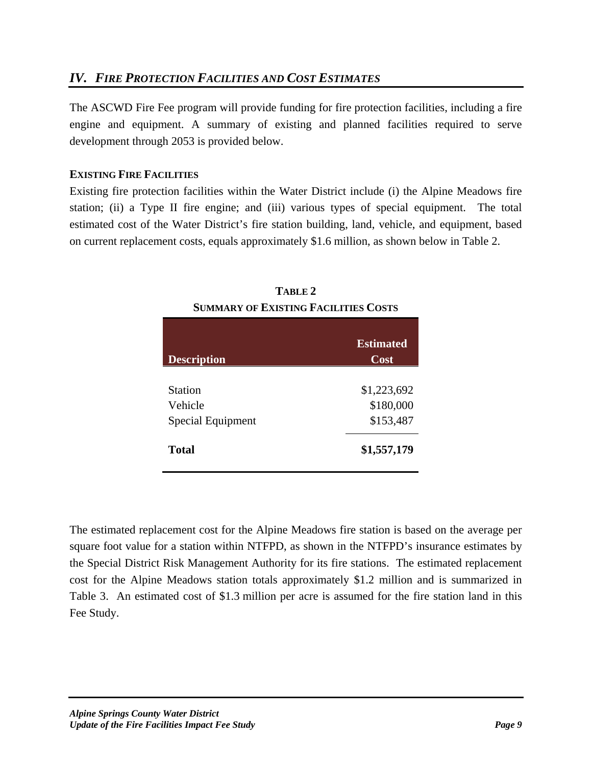## *IV. FIRE PROTECTION FACILITIES AND COST ESTIMATES*

The ASCWD Fire Fee program will provide funding for fire protection facilities, including a fire engine and equipment. A summary of existing and planned facilities required to serve development through 2053 is provided below.

### EXISTING FIRE FACILITIES

Existing fire protection facilities within the Water District include (i) the Alpine Meadows fire station; (ii) a Type II fire engine; and (iii) various types of special equipment. The total estimated cost of the Water District's fire station building, land, vehicle, and equipment, based on current replacement costs, equals approximately $1.6 million, as shown below in Table 2.

**TABLE 2**
**SUMMARY OF EXISTING FACILITIES COSTS**

| Description | Estimated Cost |
|---|---|
| Station | $1,223,692 |
| Vehicle | $180,000 |
| Special Equipment | $153,487 |
| **Total** | **$1,557,179** |

The estimated replacement cost for the Alpine Meadows fire station is based on the average per square foot value for a station within NTFPD, as shown in the NTFPD's insurance estimates by the Special District Risk Management Authority for its fire stations. The estimated replacement cost for the Alpine Meadows station totals approximately $1.2 million and is summarized in Table 3. An estimated cost of $1.3 million per acre is assumed for the fire station land in this Fee Study.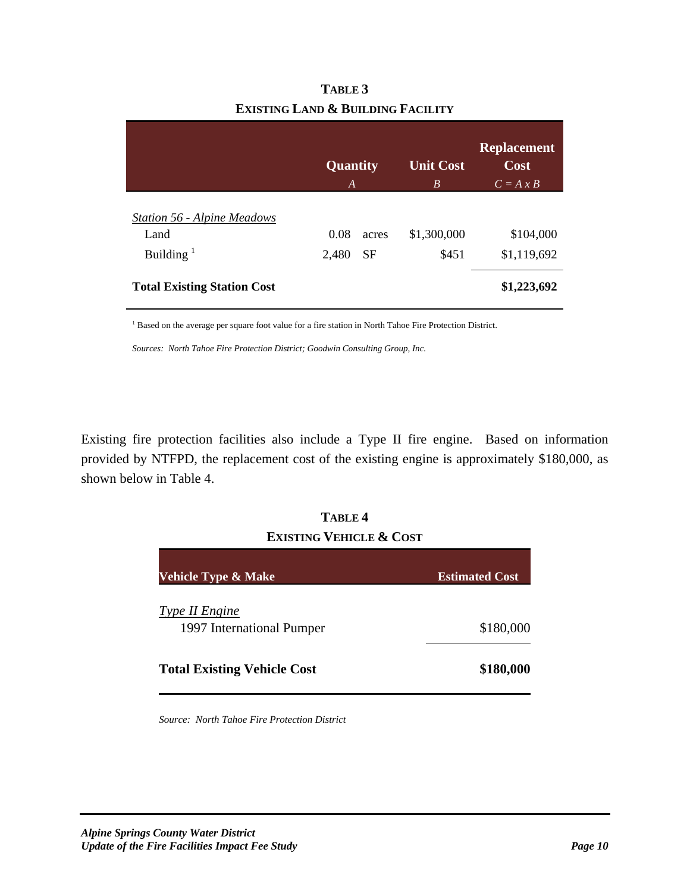**TABLE 3**
**EXISTING LAND & BUILDING FACILITY**

| | Quantity *A* | | Unit Cost *B* | Replacement Cost *C = A x B* |
|---|---|---|---|---|
| *Station 56 - Alpine Meadows* | | | | |
| Land | 0.08 | acres | $1,300,000 | $104,000 |
| Building [1] | 2,480 | SF | $451 | $1,119,692 |
| **Total Existing Station Cost** | | | | **$1,223,692** |

[1] Based on the average per square foot value for a fire station in North Tahoe Fire Protection District.

*Sources: North Tahoe Fire Protection District; Goodwin Consulting Group, Inc.*

Existing fire protection facilities also include a Type II fire engine. Based on information provided by NTFPD, the replacement cost of the existing engine is approximately $180,000, as shown below in Table 4.

**TABLE 4**
**EXISTING VEHICLE & COST**

| Vehicle Type & Make | Estimated Cost |
|---|---|
| *Type II Engine* | |
| 1997 International Pumper | $180,000 |
| **Total Existing Vehicle Cost** | **$180,000** |

*Source: North Tahoe Fire Protection District*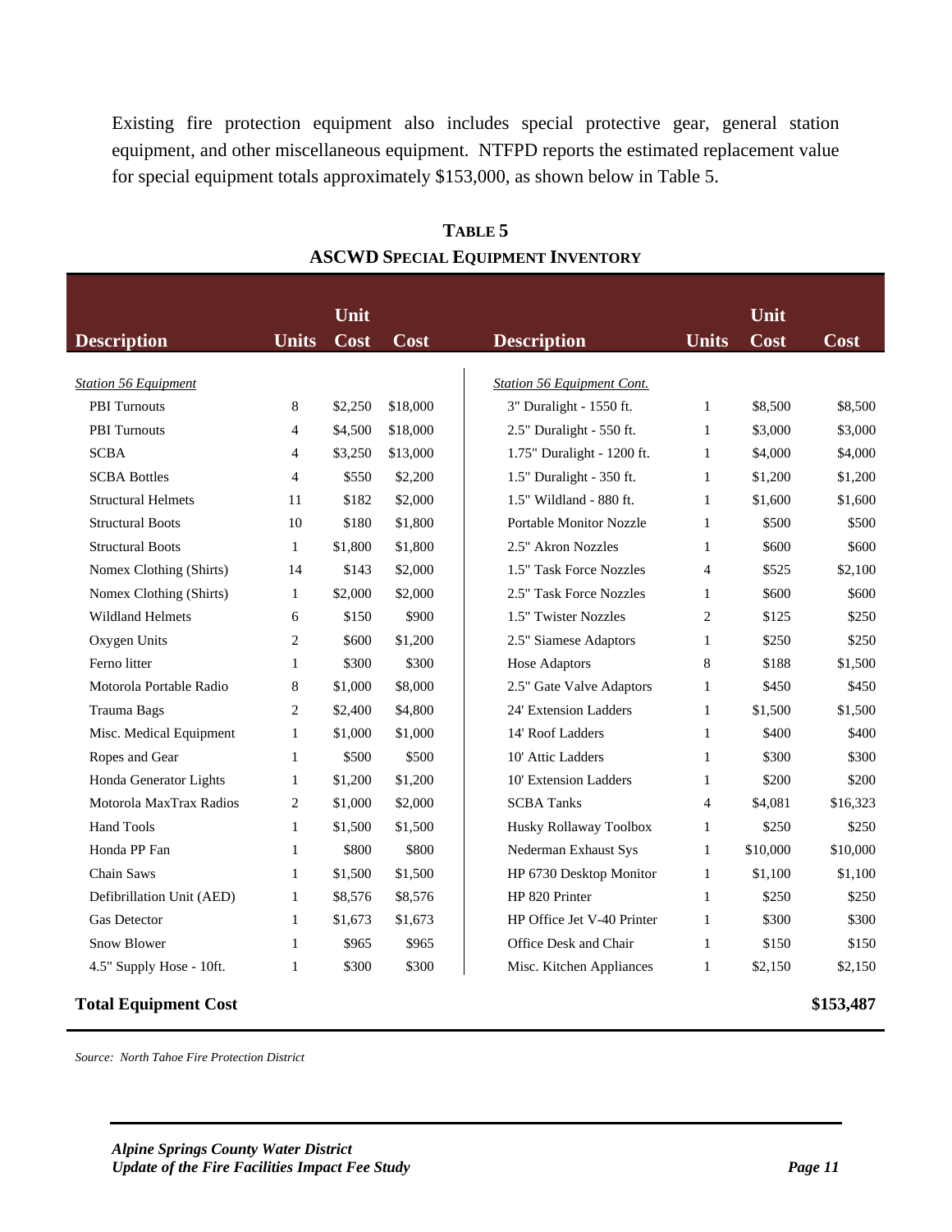Existing fire protection equipment also includes special protective gear, general station equipment, and other miscellaneous equipment. NTFPD reports the estimated replacement value for special equipment totals approximately $153,000, as shown below in Table 5.

**TABLE 5**
**ASCWD SPECIAL EQUIPMENT INVENTORY**

| Description | Units | Unit Cost | Cost | Description | Units | Unit Cost | Cost |
|---|---|---|---|---|---|---|---|
| *Station 56 Equipment* | | | | *Station 56 Equipment Cont.* | | | |
| PBI Turnouts | 8 | $2,250 | $18,000 | 3" Duralight - 1550 ft. | 1 | $8,500 | $8,500 |
| PBI Turnouts | 4 | $4,500 | $18,000 | 2.5" Duralight - 550 ft. | 1 | $3,000 | $3,000 |
| SCBA | 4 | $3,250 | $13,000 | 1.75" Duralight - 1200 ft. | 1 | $4,000 | $4,000 |
| SCBA Bottles | 4 | $550 | $2,200 | 1.5" Duralight - 350 ft. | 1 | $1,200 | $1,200 |
| Structural Helmets | 11 | $182 | $2,000 | 1.5" Wildland - 880 ft. | 1 | $1,600 | $1,600 |
| Structural Boots | 10 | $180 | $1,800 | Portable Monitor Nozzle | 1 | $500 | $500 |
| Structural Boots | 1 | $1,800 | $1,800 | 2.5" Akron Nozzles | 1 | $600 | $600 |
| Nomex Clothing (Shirts) | 14 | $143 | $2,000 | 1.5" Task Force Nozzles | 4 | $525 | $2,100 |
| Nomex Clothing (Shirts) | 1 | $2,000 | $2,000 | 2.5" Task Force Nozzles | 1 | $600 | $600 |
| Wildland Helmets | 6 | $150 | $900 | 1.5" Twister Nozzles | 2 | $125 | $250 |
| Oxygen Units | 2 | $600 | $1,200 | 2.5" Siamese Adaptors | 1 | $250 | $250 |
| Ferno litter | 1 | $300 | $300 | Hose Adaptors | 8 | $188 | $1,500 |
| Motorola Portable Radio | 8 | $1,000 | $8,000 | 2.5" Gate Valve Adaptors | 1 | $450 | $450 |
| Trauma Bags | 2 | $2,400 | $4,800 | 24' Extension Ladders | 1 | $1,500 | $1,500 |
| Misc. Medical Equipment | 1 | $1,000 | $1,000 | 14' Roof Ladders | 1 | $400 | $400 |
| Ropes and Gear | 1 | $500 | $500 | 10' Attic Ladders | 1 | $300 | $300 |
| Honda Generator Lights | 1 | $1,200 | $1,200 | 10' Extension Ladders | 1 | $200 | $200 |
| Motorola MaxTrax Radios | 2 | $1,000 | $2,000 | SCBA Tanks | 4 | $4,081 | $16,323 |
| Hand Tools | 1 | $1,500 | $1,500 | Husky Rollaway Toolbox | 1 | $250 | $250 |
| Honda PP Fan | 1 | $800 | $800 | Nederman Exhaust Sys | 1 | $10,000 | $10,000 |
| Chain Saws | 1 | $1,500 | $1,500 | HP 6730 Desktop Monitor | 1 | $1,100 | $1,100 |
| Defibrillation Unit (AED) | 1 | $8,576 | $8,576 | HP 820 Printer | 1 | $250 | $250 |
| Gas Detector | 1 | $1,673 | $1,673 | HP Office Jet V-40 Printer | 1 | $300 | $300 |
| Snow Blower | 1 | $965 | $965 | Office Desk and Chair | 1 | $150 | $150 |
| 4.5" Supply Hose - 10ft. | 1 | $300 | $300 | Misc. Kitchen Appliances | 1 | $2,150 | $2,150 |
| **Total Equipment Cost** | | | | | | | **$153,487** |

*Source: North Tahoe Fire Protection District*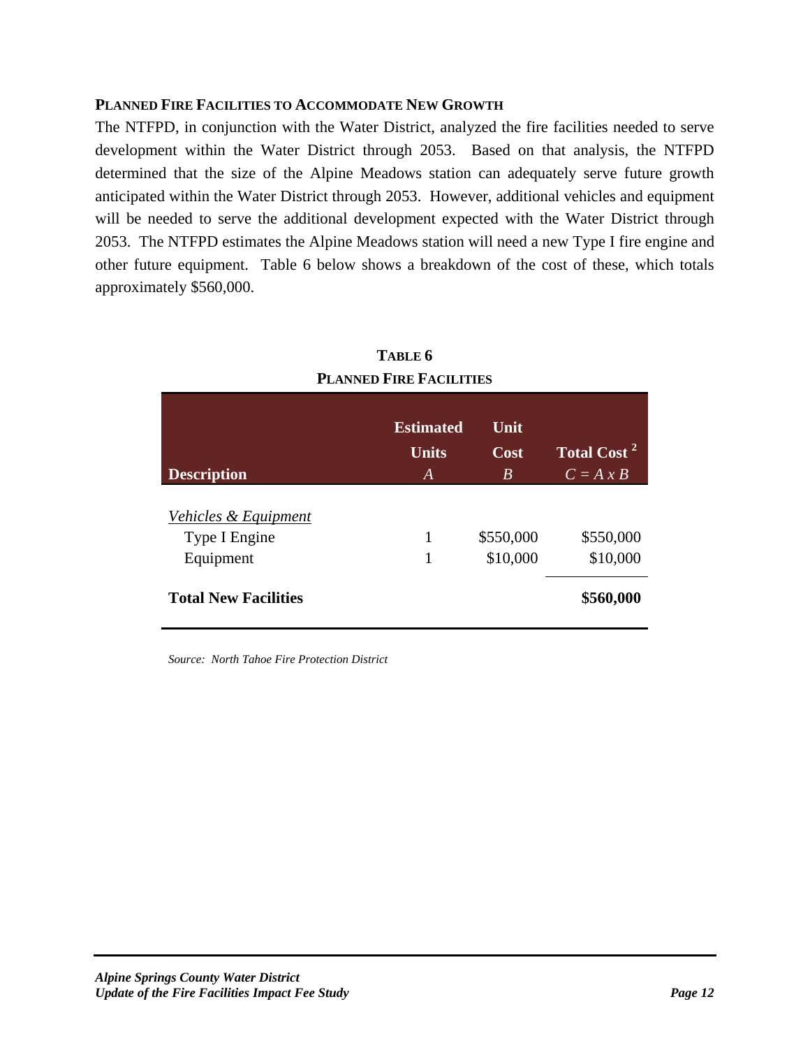### PLANNED FIRE FACILITIES TO ACCOMMODATE NEW GROWTH

The NTFPD, in conjunction with the Water District, analyzed the fire facilities needed to serve development within the Water District through 2053. Based on that analysis, the NTFPD determined that the size of the Alpine Meadows station can adequately serve future growth anticipated within the Water District through 2053. However, additional vehicles and equipment will be needed to serve the additional development expected with the Water District through 2053. The NTFPD estimates the Alpine Meadows station will need a new Type I fire engine and other future equipment. Table 6 below shows a breakdown of the cost of these, which totals approximately $560,000.

**TABLE 6**
**PLANNED FIRE FACILITIES**

| Description | Estimated Units *A* | Unit Cost *B* | Total Cost [2] *C = A x B* |
|---|---|---|---|
| *Vehicles & Equipment* | | | |
| Type I Engine | 1 | $550,000 | $550,000 |
| Equipment | 1 | $10,000 | $10,000 |
| **Total New Facilities** | | | **$560,000** |

*Source: North Tahoe Fire Protection District*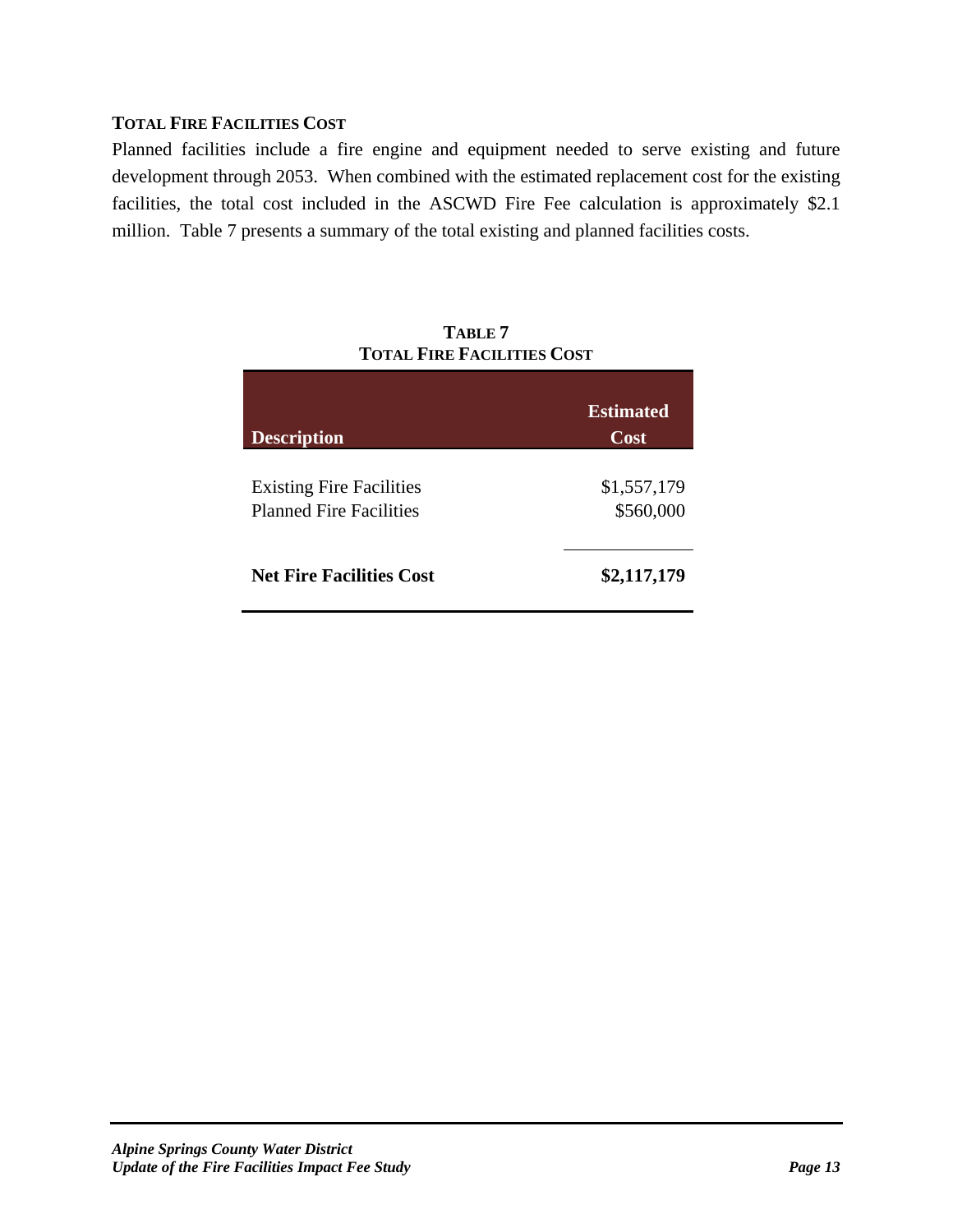### TOTAL FIRE FACILITIES COST

Planned facilities include a fire engine and equipment needed to serve existing and future development through 2053. When combined with the estimated replacement cost for the existing facilities, the total cost included in the ASCWD Fire Fee calculation is approximately $2.1 million. Table 7 presents a summary of the total existing and planned facilities costs.

**TABLE 7**
**TOTAL FIRE FACILITIES COST**

| Description | Estimated Cost |
|---|---|
| Existing Fire Facilities | $1,557,179 |
| Planned Fire Facilities | $560,000 |
| **Net Fire Facilities Cost** | **$2,117,179** |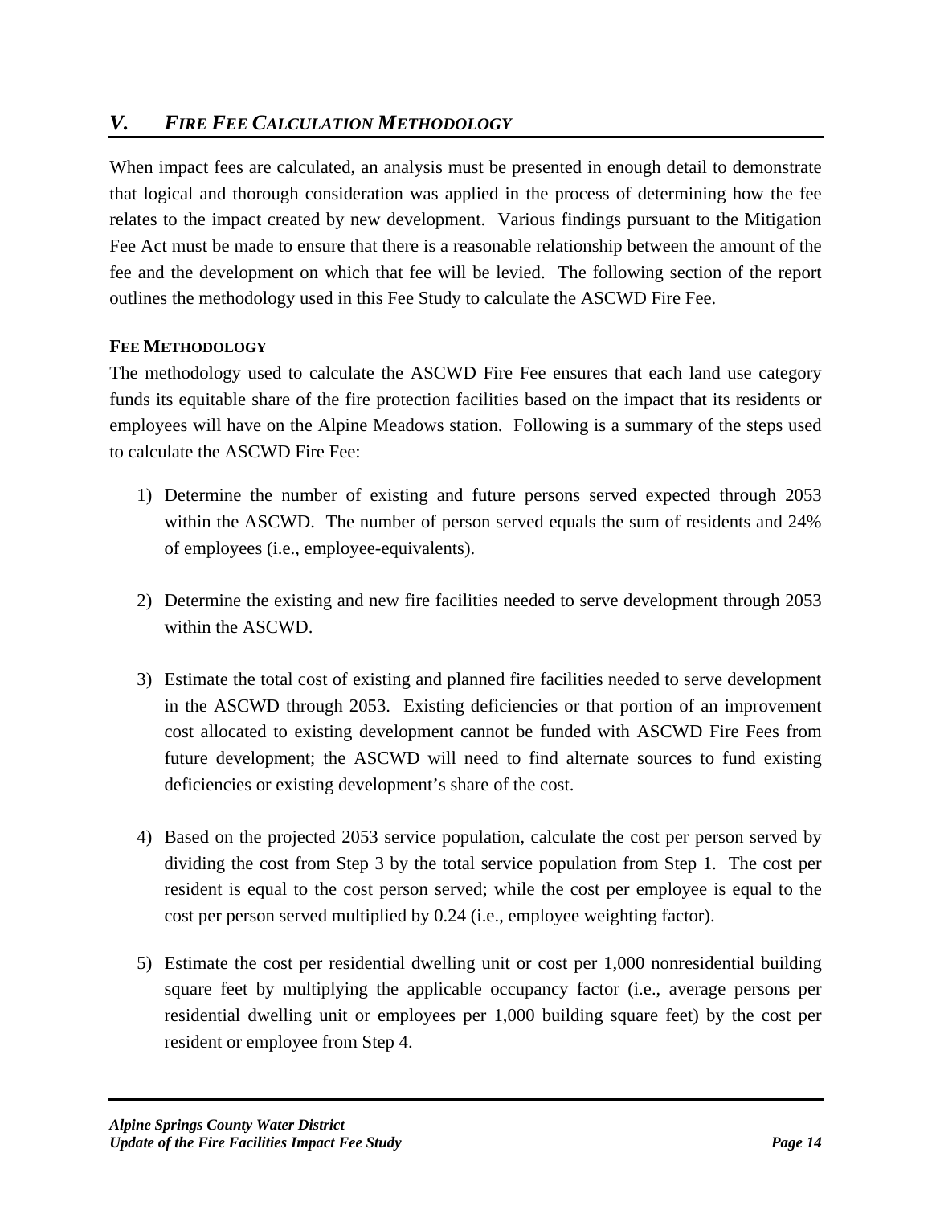## *V. FIRE FEE CALCULATION METHODOLOGY*

When impact fees are calculated, an analysis must be presented in enough detail to demonstrate that logical and thorough consideration was applied in the process of determining how the fee relates to the impact created by new development. Various findings pursuant to the Mitigation Fee Act must be made to ensure that there is a reasonable relationship between the amount of the fee and the development on which that fee will be levied. The following section of the report outlines the methodology used in this Fee Study to calculate the ASCWD Fire Fee.

### FEE METHODOLOGY

The methodology used to calculate the ASCWD Fire Fee ensures that each land use category funds its equitable share of the fire protection facilities based on the impact that its residents or employees will have on the Alpine Meadows station. Following is a summary of the steps used to calculate the ASCWD Fire Fee:

1) Determine the number of existing and future persons served expected through 2053 within the ASCWD. The number of person served equals the sum of residents and 24% of employees (i.e., employee-equivalents).

2) Determine the existing and new fire facilities needed to serve development through 2053 within the ASCWD.

3) Estimate the total cost of existing and planned fire facilities needed to serve development in the ASCWD through 2053. Existing deficiencies or that portion of an improvement cost allocated to existing development cannot be funded with ASCWD Fire Fees from future development; the ASCWD will need to find alternate sources to fund existing deficiencies or existing development's share of the cost.

4) Based on the projected 2053 service population, calculate the cost per person served by dividing the cost from Step 3 by the total service population from Step 1. The cost per resident is equal to the cost person served; while the cost per employee is equal to the cost per person served multiplied by 0.24 (i.e., employee weighting factor).

5) Estimate the cost per residential dwelling unit or cost per 1,000 nonresidential building square feet by multiplying the applicable occupancy factor (i.e., average persons per residential dwelling unit or employees per 1,000 building square feet) by the cost per resident or employee from Step 4.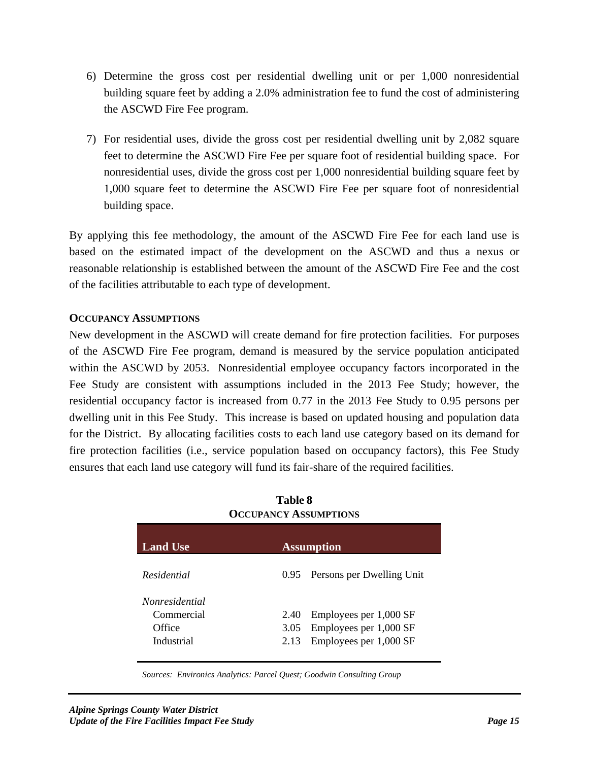6) Determine the gross cost per residential dwelling unit or per 1,000 nonresidential building square feet by adding a 2.0% administration fee to fund the cost of administering the ASCWD Fire Fee program.

7) For residential uses, divide the gross cost per residential dwelling unit by 2,082 square feet to determine the ASCWD Fire Fee per square foot of residential building space. For nonresidential uses, divide the gross cost per 1,000 nonresidential building square feet by 1,000 square feet to determine the ASCWD Fire Fee per square foot of nonresidential building space.

By applying this fee methodology, the amount of the ASCWD Fire Fee for each land use is based on the estimated impact of the development on the ASCWD and thus a nexus or reasonable relationship is established between the amount of the ASCWD Fire Fee and the cost of the facilities attributable to each type of development.

### OCCUPANCY ASSUMPTIONS

New development in the ASCWD will create demand for fire protection facilities. For purposes of the ASCWD Fire Fee program, demand is measured by the service population anticipated within the ASCWD by 2053. Nonresidential employee occupancy factors incorporated in the Fee Study are consistent with assumptions included in the 2013 Fee Study; however, the residential occupancy factor is increased from 0.77 in the 2013 Fee Study to 0.95 persons per dwelling unit in this Fee Study. This increase is based on updated housing and population data for the District. By allocating facilities costs to each land use category based on its demand for fire protection facilities (i.e., service population based on occupancy factors), this Fee Study ensures that each land use category will fund its fair-share of the required facilities.

**Table 8**
**OCCUPANCY ASSUMPTIONS**

| Land Use | Assumption | |
|---|---|---|
| *Residential* | 0.95 | Persons per Dwelling Unit |
| *Nonresidential* | | |
| Commercial | 2.40 | Employees per 1,000 SF |
| Office | 3.05 | Employees per 1,000 SF |
| Industrial | 2.13 | Employees per 1,000 SF |

*Sources: Environics Analytics: Parcel Quest; Goodwin Consulting Group*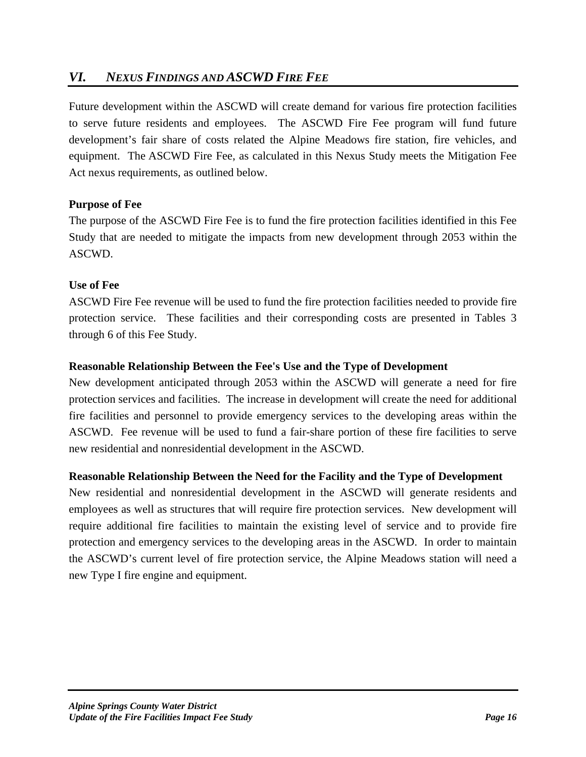## *VI. NEXUS FINDINGS AND ASCWD FIRE FEE*

Future development within the ASCWD will create demand for various fire protection facilities to serve future residents and employees. The ASCWD Fire Fee program will fund future development's fair share of costs related the Alpine Meadows fire station, fire vehicles, and equipment. The ASCWD Fire Fee, as calculated in this Nexus Study meets the Mitigation Fee Act nexus requirements, as outlined below.

**Purpose of Fee**

The purpose of the ASCWD Fire Fee is to fund the fire protection facilities identified in this Fee Study that are needed to mitigate the impacts from new development through 2053 within the ASCWD.

**Use of Fee**

ASCWD Fire Fee revenue will be used to fund the fire protection facilities needed to provide fire protection service. These facilities and their corresponding costs are presented in Tables 3 through 6 of this Fee Study.

**Reasonable Relationship Between the Fee's Use and the Type of Development**

New development anticipated through 2053 within the ASCWD will generate a need for fire protection services and facilities. The increase in development will create the need for additional fire facilities and personnel to provide emergency services to the developing areas within the ASCWD. Fee revenue will be used to fund a fair-share portion of these fire facilities to serve new residential and nonresidential development in the ASCWD.

**Reasonable Relationship Between the Need for the Facility and the Type of Development**

New residential and nonresidential development in the ASCWD will generate residents and employees as well as structures that will require fire protection services. New development will require additional fire facilities to maintain the existing level of service and to provide fire protection and emergency services to the developing areas in the ASCWD. In order to maintain the ASCWD's current level of fire protection service, the Alpine Meadows station will need a new Type I fire engine and equipment.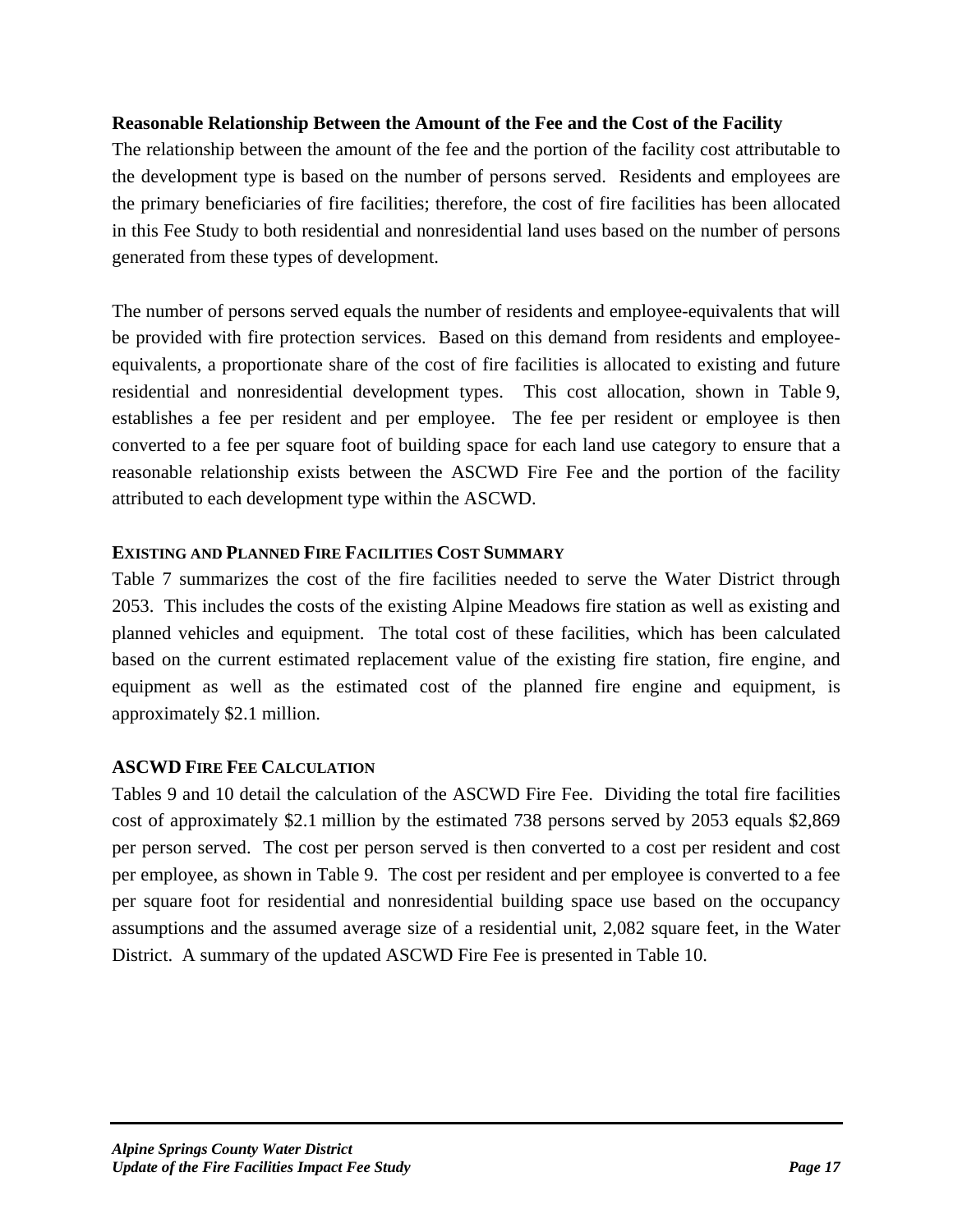**Reasonable Relationship Between the Amount of the Fee and the Cost of the Facility**

The relationship between the amount of the fee and the portion of the facility cost attributable to the development type is based on the number of persons served. Residents and employees are the primary beneficiaries of fire facilities; therefore, the cost of fire facilities has been allocated in this Fee Study to both residential and nonresidential land uses based on the number of persons generated from these types of development.

The number of persons served equals the number of residents and employee-equivalents that will be provided with fire protection services. Based on this demand from residents and employee-equivalents, a proportionate share of the cost of fire facilities is allocated to existing and future residential and nonresidential development types. This cost allocation, shown in Table 9, establishes a fee per resident and per employee. The fee per resident or employee is then converted to a fee per square foot of building space for each land use category to ensure that a reasonable relationship exists between the ASCWD Fire Fee and the portion of the facility attributed to each development type within the ASCWD.

## EXISTING AND PLANNED FIRE FACILITIES COST SUMMARY

Table 7 summarizes the cost of the fire facilities needed to serve the Water District through 2053. This includes the costs of the existing Alpine Meadows fire station as well as existing and planned vehicles and equipment. The total cost of these facilities, which has been calculated based on the current estimated replacement value of the existing fire station, fire engine, and equipment as well as the estimated cost of the planned fire engine and equipment, is approximately $2.1 million.

## ASCWD FIRE FEE CALCULATION

Tables 9 and 10 detail the calculation of the ASCWD Fire Fee. Dividing the total fire facilities cost of approximately $2.1 million by the estimated 738 persons served by 2053 equals $2,869 per person served. The cost per person served is then converted to a cost per resident and cost per employee, as shown in Table 9. The cost per resident and per employee is converted to a fee per square foot for residential and nonresidential building space use based on the occupancy assumptions and the assumed average size of a residential unit, 2,082 square feet, in the Water District. A summary of the updated ASCWD Fire Fee is presented in Table 10.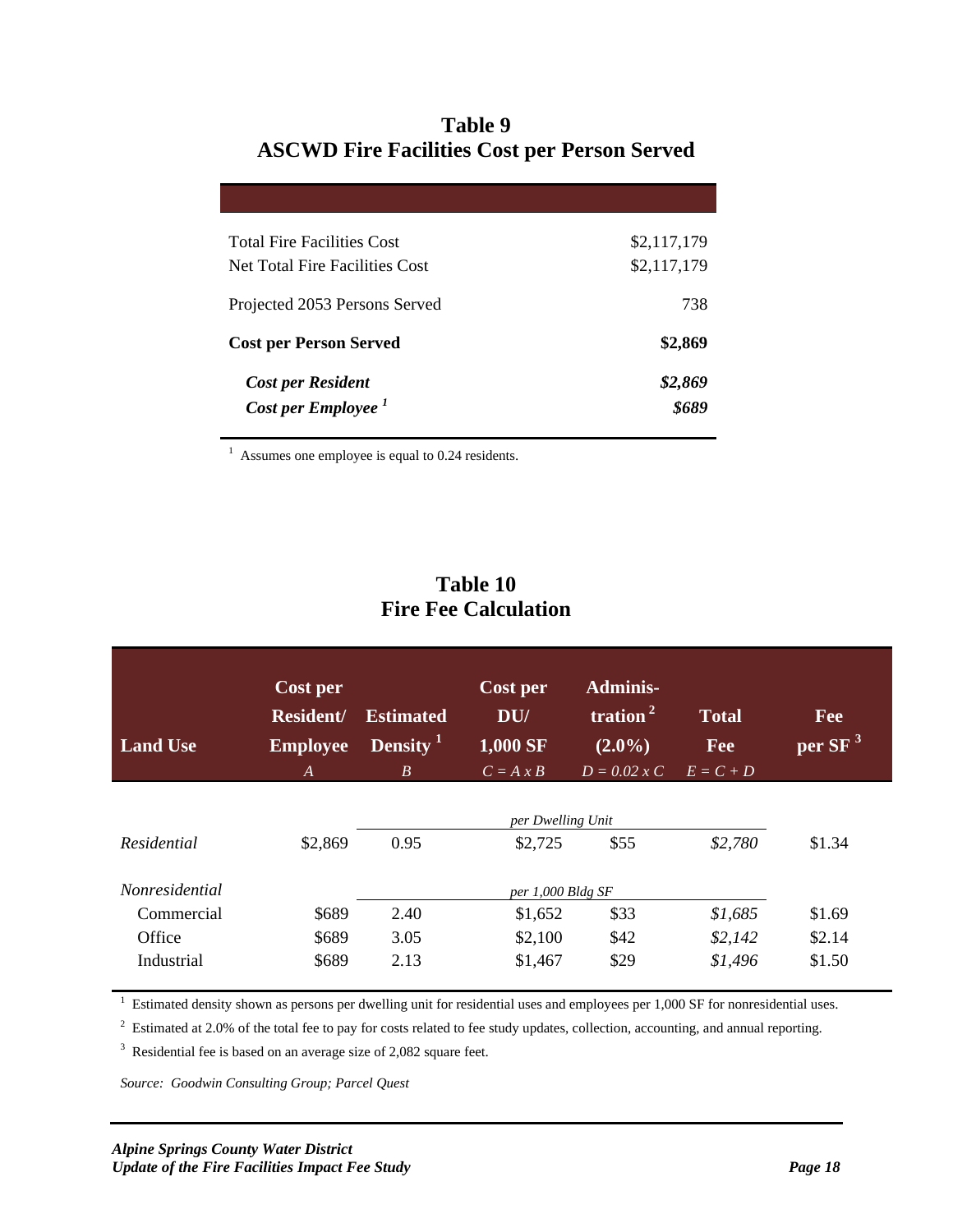## Table 9
## ASCWD Fire Facilities Cost per Person Served

| | |
|---|---|
| Total Fire Facilities Cost | $2,117,179 |
| Net Total Fire Facilities Cost | $2,117,179 |
| Projected 2053 Persons Served | 738 |
| **Cost per Person Served** | **$2,869** |
| ***Cost per Resident*** | ***$2,869*** |
| ***Cost per Employee [1]*** | ***$689*** |

[1] Assumes one employee is equal to 0.24 residents.

## Table 10
## Fire Fee Calculation

| Land Use | Cost per Resident/ Employee *A* | Estimated Density [1] *B* | Cost per DU/ 1,000 SF *C = A x B* | Adminis-tration [2] (2.0%) *D = 0.02 x C* | Total Fee *E = C + D* | Fee per SF [3] |
|---|---|---|---|---|---|---|
| | | | *per Dwelling Unit* | | | |
| *Residential* | $2,869 | 0.95 | $2,725 | $55 | *$2,780* | $1.34 |
| *Nonresidential* | | | *per 1,000 Bldg SF* | | | |
| Commercial | $689 | 2.40 | $1,652 | $33 | *$1,685* | $1.69 |
| Office | $689 | 3.05 | $2,100 | $42 | *$2,142* | $2.14 |
| Industrial | $689 | 2.13 | $1,467 | $29 | *$1,496* | $1.50 |

[1] Estimated density shown as persons per dwelling unit for residential uses and employees per 1,000 SF for nonresidential uses.

[2] Estimated at 2.0% of the total fee to pay for costs related to fee study updates, collection, accounting, and annual reporting.

[3] Residential fee is based on an average size of 2,082 square feet.

*Source: Goodwin Consulting Group; Parcel Quest*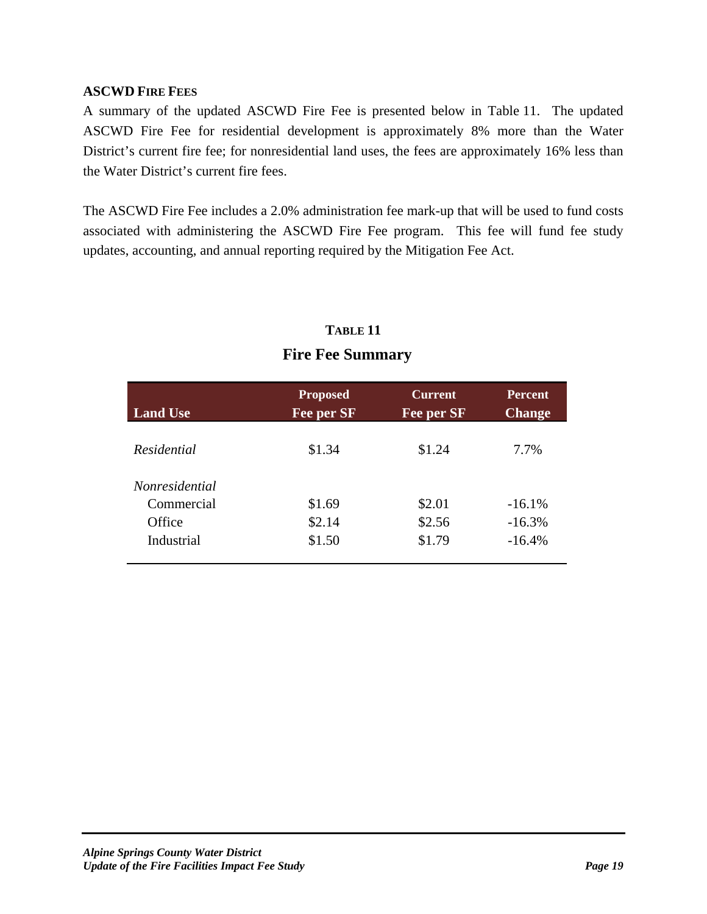### ASCWD Fire Fees

A summary of the updated ASCWD Fire Fee is presented below in Table 11. The updated ASCWD Fire Fee for residential development is approximately 8% more than the Water District's current fire fee; for nonresidential land uses, the fees are approximately 16% less than the Water District's current fire fees.

The ASCWD Fire Fee includes a 2.0% administration fee mark-up that will be used to fund costs associated with administering the ASCWD Fire Fee program. This fee will fund fee study updates, accounting, and annual reporting required by the Mitigation Fee Act.

**Table 11**

**Fire Fee Summary**

| Land Use | Proposed Fee per SF | Current Fee per SF | Percent Change |
|---|---|---|---|
| *Residential* | $1.34 | $1.24 | 7.7% |
| *Nonresidential* | | | |
| Commercial | $1.69 | $2.01 | -16.1% |
| Office | $2.14 | $2.56 | -16.3% |
| Industrial | $1.50 | $1.79 | -16.4% |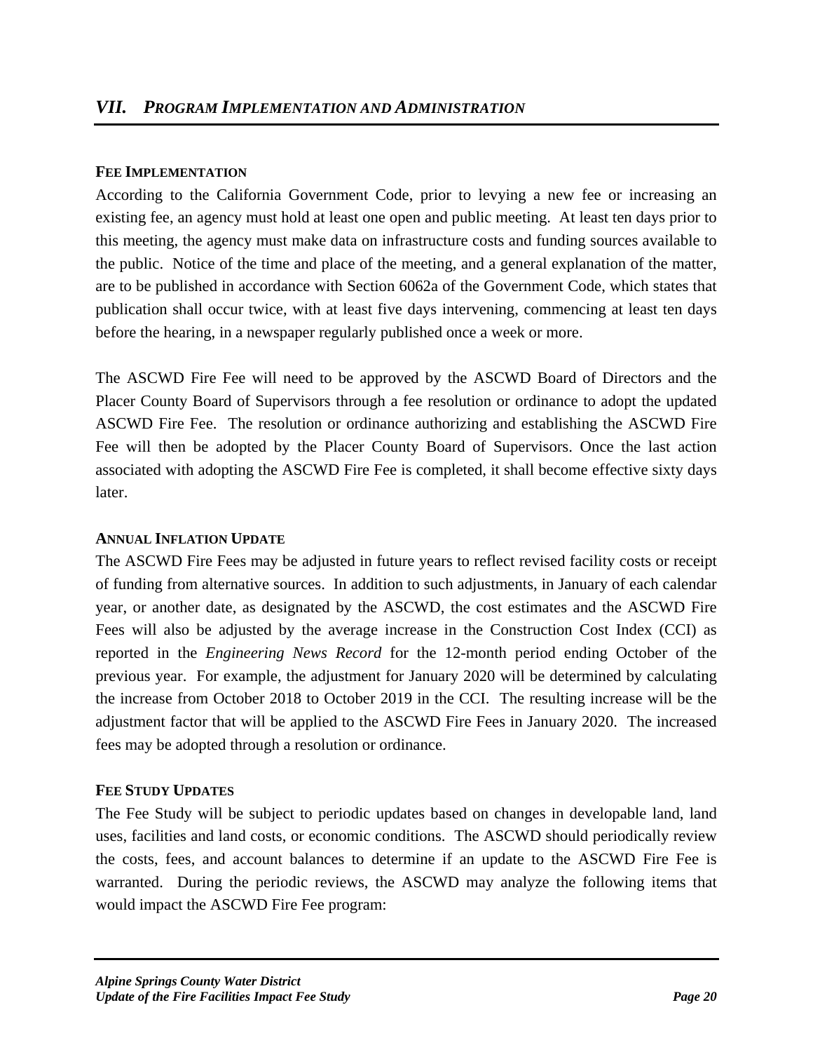# *VII. Program Implementation and Administration*

**Fee Implementation**

According to the California Government Code, prior to levying a new fee or increasing an existing fee, an agency must hold at least one open and public meeting. At least ten days prior to this meeting, the agency must make data on infrastructure costs and funding sources available to the public. Notice of the time and place of the meeting, and a general explanation of the matter, are to be published in accordance with Section 6062a of the Government Code, which states that publication shall occur twice, with at least five days intervening, commencing at least ten days before the hearing, in a newspaper regularly published once a week or more.

The ASCWD Fire Fee will need to be approved by the ASCWD Board of Directors and the Placer County Board of Supervisors through a fee resolution or ordinance to adopt the updated ASCWD Fire Fee. The resolution or ordinance authorizing and establishing the ASCWD Fire Fee will then be adopted by the Placer County Board of Supervisors. Once the last action associated with adopting the ASCWD Fire Fee is completed, it shall become effective sixty days later.

**Annual Inflation Update**

The ASCWD Fire Fees may be adjusted in future years to reflect revised facility costs or receipt of funding from alternative sources. In addition to such adjustments, in January of each calendar year, or another date, as designated by the ASCWD, the cost estimates and the ASCWD Fire Fees will also be adjusted by the average increase in the Construction Cost Index (CCI) as reported in the *Engineering News Record* for the 12-month period ending October of the previous year. For example, the adjustment for January 2020 will be determined by calculating the increase from October 2018 to October 2019 in the CCI. The resulting increase will be the adjustment factor that will be applied to the ASCWD Fire Fees in January 2020. The increased fees may be adopted through a resolution or ordinance.

**Fee Study Updates**

The Fee Study will be subject to periodic updates based on changes in developable land, land uses, facilities and land costs, or economic conditions. The ASCWD should periodically review the costs, fees, and account balances to determine if an update to the ASCWD Fire Fee is warranted. During the periodic reviews, the ASCWD may analyze the following items that would impact the ASCWD Fire Fee program: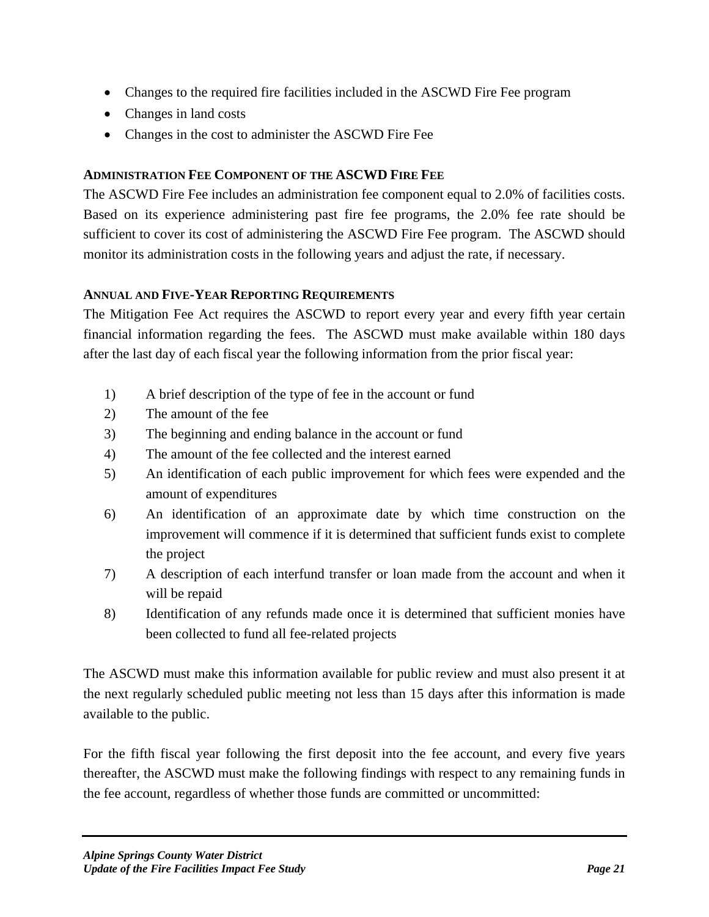- Changes to the required fire facilities included in the ASCWD Fire Fee program
- Changes in land costs
- Changes in the cost to administer the ASCWD Fire Fee

### ADMINISTRATION FEE COMPONENT OF THE ASCWD FIRE FEE

The ASCWD Fire Fee includes an administration fee component equal to 2.0% of facilities costs. Based on its experience administering past fire fee programs, the 2.0% fee rate should be sufficient to cover its cost of administering the ASCWD Fire Fee program. The ASCWD should monitor its administration costs in the following years and adjust the rate, if necessary.

### ANNUAL AND FIVE-YEAR REPORTING REQUIREMENTS

The Mitigation Fee Act requires the ASCWD to report every year and every fifth year certain financial information regarding the fees. The ASCWD must make available within 180 days after the last day of each fiscal year the following information from the prior fiscal year:

1) A brief description of the type of fee in the account or fund
2) The amount of the fee
3) The beginning and ending balance in the account or fund
4) The amount of the fee collected and the interest earned
5) An identification of each public improvement for which fees were expended and the amount of expenditures
6) An identification of an approximate date by which time construction on the improvement will commence if it is determined that sufficient funds exist to complete the project
7) A description of each interfund transfer or loan made from the account and when it will be repaid
8) Identification of any refunds made once it is determined that sufficient monies have been collected to fund all fee-related projects

The ASCWD must make this information available for public review and must also present it at the next regularly scheduled public meeting not less than 15 days after this information is made available to the public.

For the fifth fiscal year following the first deposit into the fee account, and every five years thereafter, the ASCWD must make the following findings with respect to any remaining funds in the fee account, regardless of whether those funds are committed or uncommitted: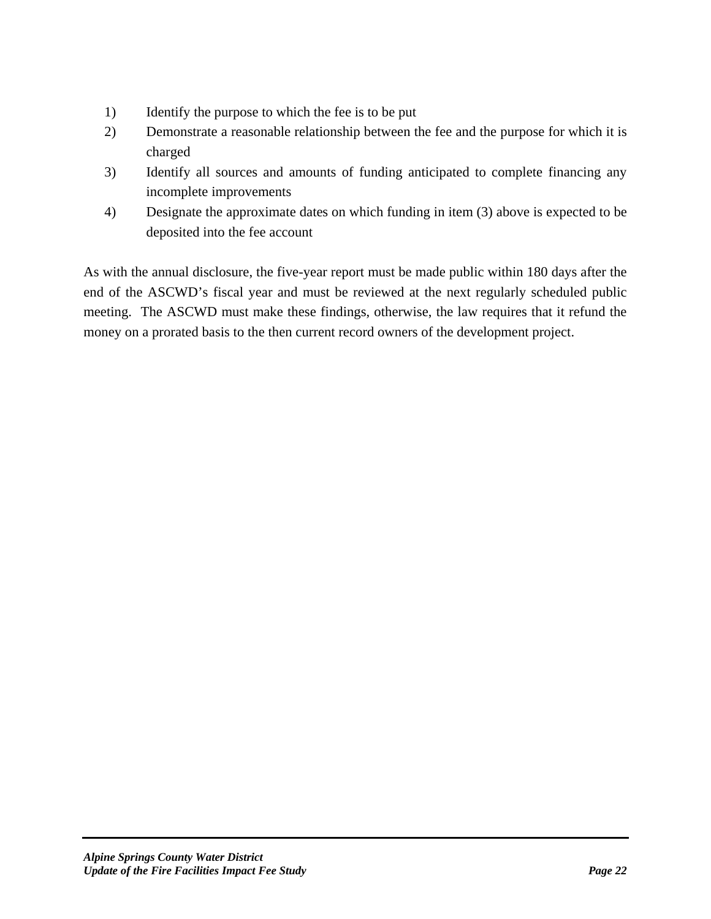1) Identify the purpose to which the fee is to be put
2) Demonstrate a reasonable relationship between the fee and the purpose for which it is charged
3) Identify all sources and amounts of funding anticipated to complete financing any incomplete improvements
4) Designate the approximate dates on which funding in item (3) above is expected to be deposited into the fee account

As with the annual disclosure, the five-year report must be made public within 180 days after the end of the ASCWD's fiscal year and must be reviewed at the next regularly scheduled public meeting. The ASCWD must make these findings, otherwise, the law requires that it refund the money on a prorated basis to the then current record owners of the development project.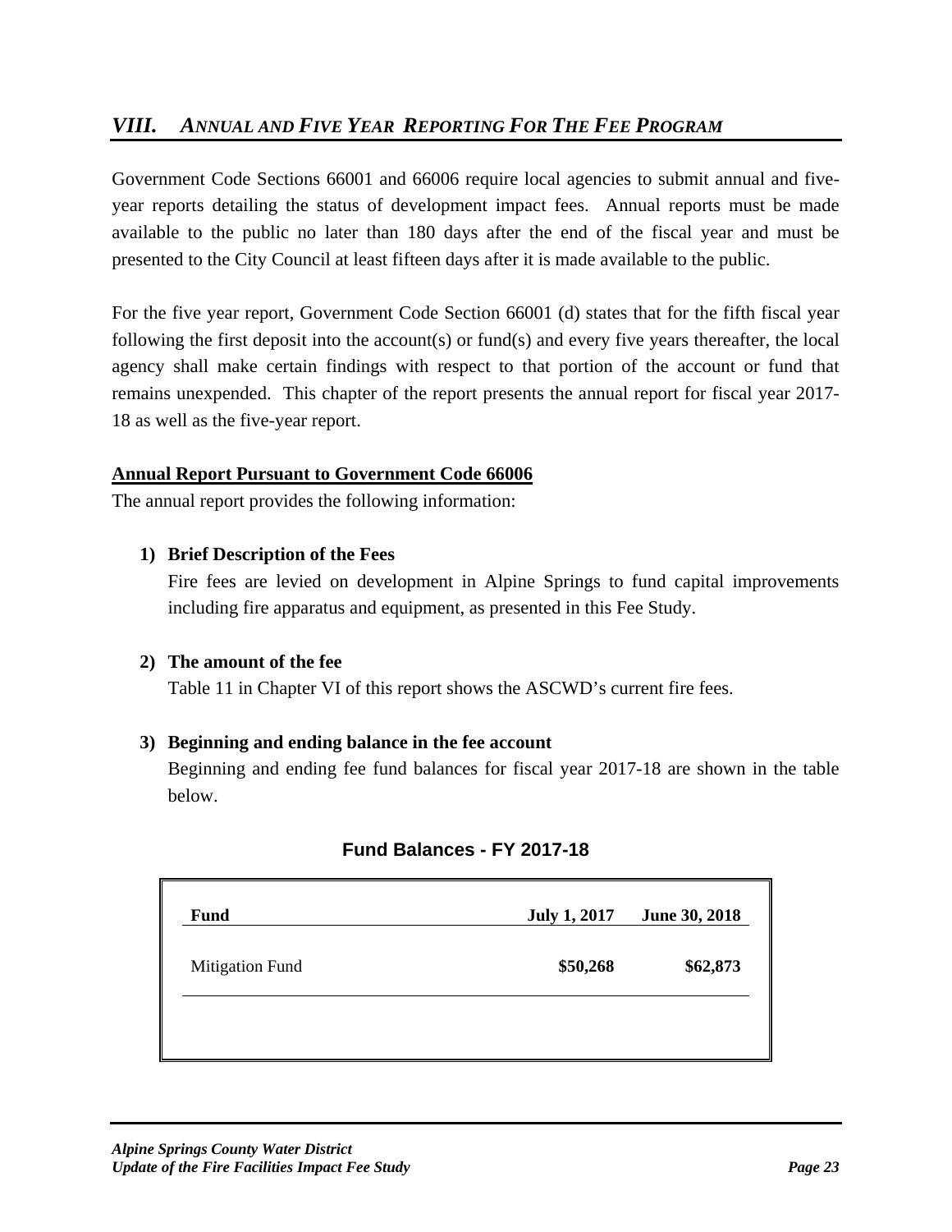## *VIII. ANNUAL AND FIVE YEAR REPORTING FOR THE FEE PROGRAM*

Government Code Sections 66001 and 66006 require local agencies to submit annual and five-year reports detailing the status of development impact fees. Annual reports must be made available to the public no later than 180 days after the end of the fiscal year and must be presented to the City Council at least fifteen days after it is made available to the public.

For the five year report, Government Code Section 66001 (d) states that for the fifth fiscal year following the first deposit into the account(s) or fund(s) and every five years thereafter, the local agency shall make certain findings with respect to that portion of the account or fund that remains unexpended. This chapter of the report presents the annual report for fiscal year 2017-18 as well as the five-year report.

**Annual Report Pursuant to Government Code 66006**

The annual report provides the following information:

1) **Brief Description of the Fees**

   Fire fees are levied on development in Alpine Springs to fund capital improvements including fire apparatus and equipment, as presented in this Fee Study.

2) **The amount of the fee**

   Table 11 in Chapter VI of this report shows the ASCWD's current fire fees.

3) **Beginning and ending balance in the fee account**

   Beginning and ending fee fund balances for fiscal year 2017-18 are shown in the table below.

**Fund Balances - FY 2017-18**

| Fund | July 1, 2017 | June 30, 2018 |
|---|---|---|
| Mitigation Fund | **$50,268** | **$62,873** |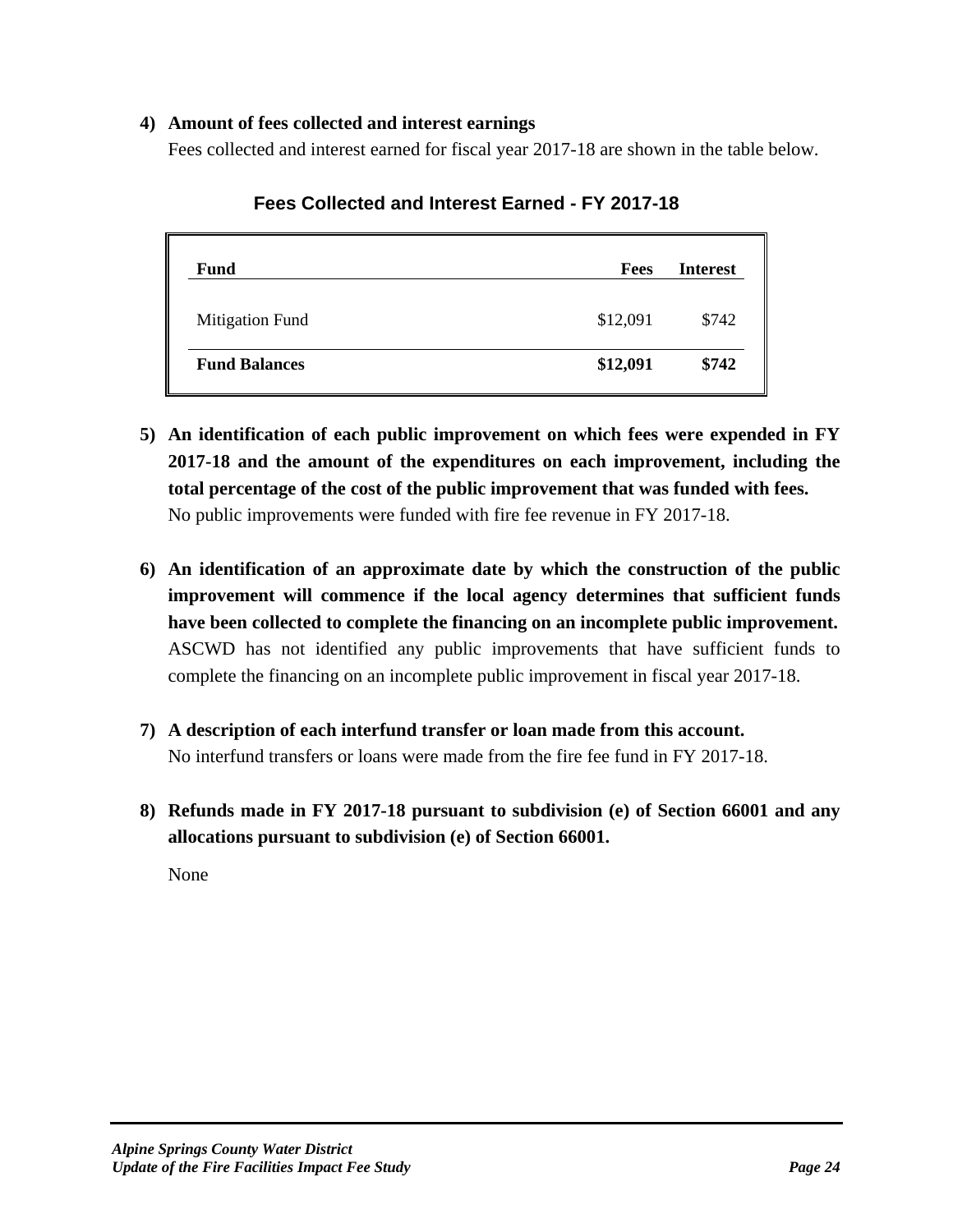**4) Amount of fees collected and interest earnings**

Fees collected and interest earned for fiscal year 2017-18 are shown in the table below.

**Fees Collected and Interest Earned - FY 2017-18**

| Fund | Fees | Interest |
|---|---|---|
| Mitigation Fund | $12,091 | $742 |
| **Fund Balances** | **$12,091** | **$742** |

**5) An identification of each public improvement on which fees were expended in FY 2017-18 and the amount of the expenditures on each improvement, including the total percentage of the cost of the public improvement that was funded with fees.**

No public improvements were funded with fire fee revenue in FY 2017-18.

**6) An identification of an approximate date by which the construction of the public improvement will commence if the local agency determines that sufficient funds have been collected to complete the financing on an incomplete public improvement.**

ASCWD has not identified any public improvements that have sufficient funds to complete the financing on an incomplete public improvement in fiscal year 2017-18.

**7) A description of each interfund transfer or loan made from this account.**

No interfund transfers or loans were made from the fire fee fund in FY 2017-18.

**8) Refunds made in FY 2017-18 pursuant to subdivision (e) of Section 66001 and any allocations pursuant to subdivision (e) of Section 66001.**

None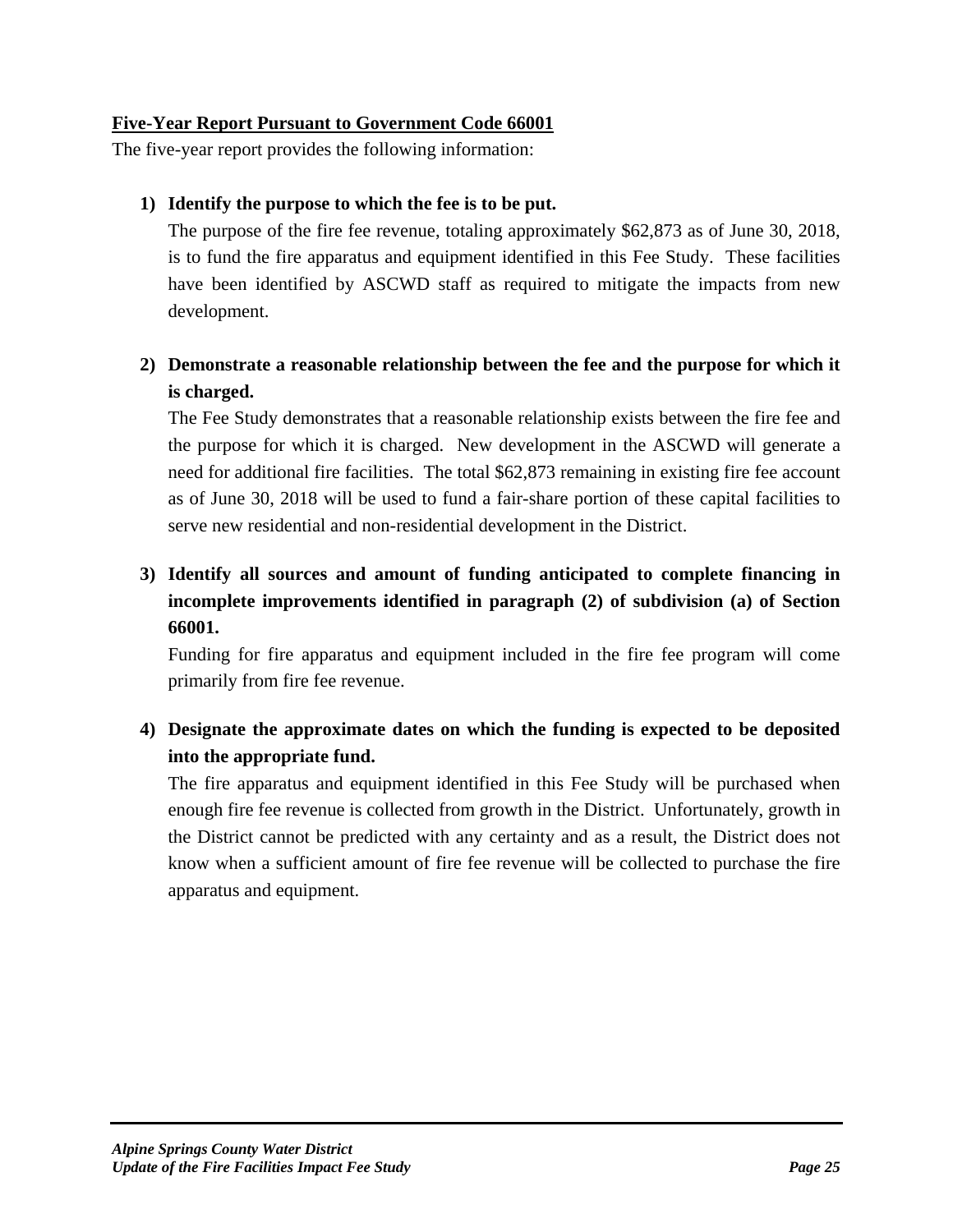**Five-Year Report Pursuant to Government Code 66001**

The five-year report provides the following information:

1) **Identify the purpose to which the fee is to be put.**

   The purpose of the fire fee revenue, totaling approximately $62,873 as of June 30, 2018, is to fund the fire apparatus and equipment identified in this Fee Study. These facilities have been identified by ASCWD staff as required to mitigate the impacts from new development.

2) **Demonstrate a reasonable relationship between the fee and the purpose for which it is charged.**

   The Fee Study demonstrates that a reasonable relationship exists between the fire fee and the purpose for which it is charged. New development in the ASCWD will generate a need for additional fire facilities. The total $62,873 remaining in existing fire fee account as of June 30, 2018 will be used to fund a fair-share portion of these capital facilities to serve new residential and non-residential development in the District.

3) **Identify all sources and amount of funding anticipated to complete financing in incomplete improvements identified in paragraph (2) of subdivision (a) of Section 66001.**

   Funding for fire apparatus and equipment included in the fire fee program will come primarily from fire fee revenue.

4) **Designate the approximate dates on which the funding is expected to be deposited into the appropriate fund.**

   The fire apparatus and equipment identified in this Fee Study will be purchased when enough fire fee revenue is collected from growth in the District. Unfortunately, growth in the District cannot be predicted with any certainty and as a result, the District does not know when a sufficient amount of fire fee revenue will be collected to purchase the fire apparatus and equipment.